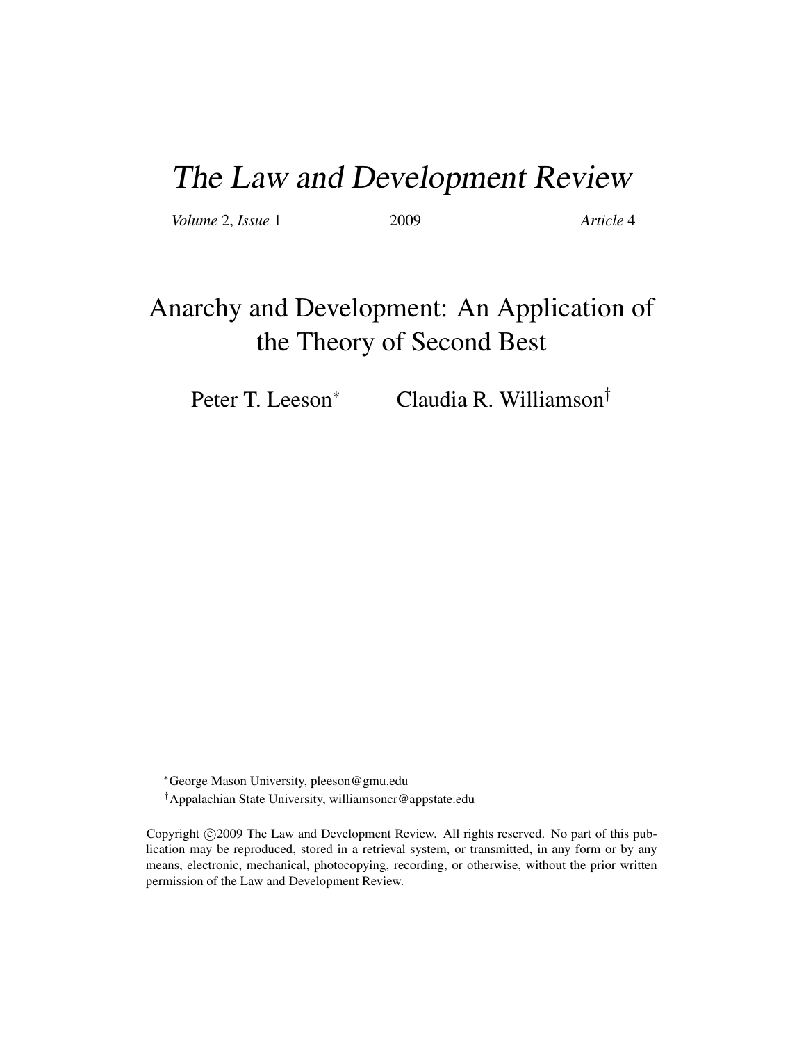# The Law and Development Review

*Volume* 2, *Issue* 1 2009 *Article* 4

## Anarchy and Development: An Application of the Theory of Second Best

Peter T. Leeson[*] Claudia R. Williamson[†]

[*]George Mason University, pleeson@gmu.edu

[†]Appalachian State University, williamsoncr@appstate.edu

Copyright ©2009 The Law and Development Review. All rights reserved. No part of this publication may be reproduced, stored in a retrieval system, or transmitted, in any form or by any means, electronic, mechanical, photocopying, recording, or otherwise, without the prior written permission of the Law and Development Review.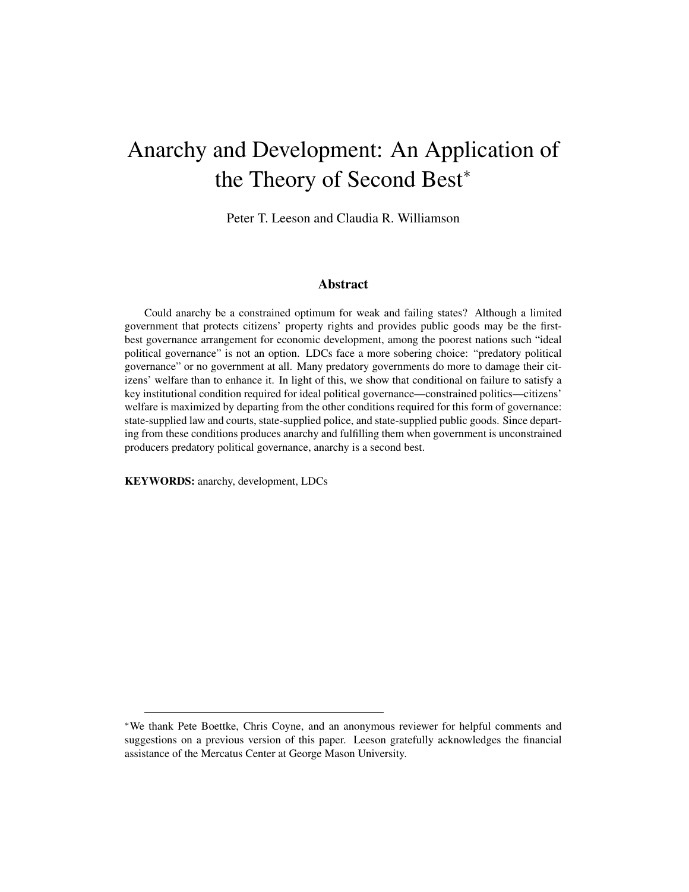# Anarchy and Development: An Application of the Theory of Second Best*

Peter T. Leeson and Claudia R. Williamson

## Abstract

Could anarchy be a constrained optimum for weak and failing states? Although a limited government that protects citizens' property rights and provides public goods may be the first-best governance arrangement for economic development, among the poorest nations such "ideal political governance" is not an option. LDCs face a more sobering choice: "predatory political governance" or no government at all. Many predatory governments do more to damage their citizens' welfare than to enhance it. In light of this, we show that conditional on failure to satisfy a key institutional condition required for ideal political governance—constrained politics—citizens' welfare is maximized by departing from the other conditions required for this form of governance: state-supplied law and courts, state-supplied police, and state-supplied public goods. Since departing from these conditions produces anarchy and fulfilling them when government is unconstrained producers predatory political governance, anarchy is a second best.

**KEYWORDS:** anarchy, development, LDCs

---

*We thank Pete Boettke, Chris Coyne, and an anonymous reviewer for helpful comments and suggestions on a previous version of this paper. Leeson gratefully acknowledges the financial assistance of the Mercatus Center at George Mason University.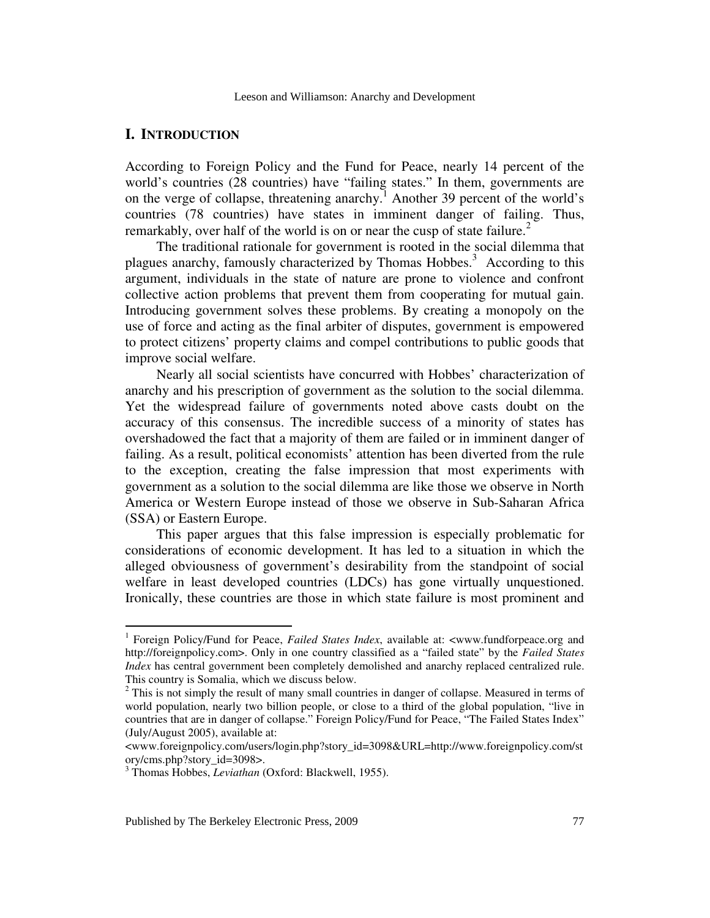## I. INTRODUCTION

According to Foreign Policy and the Fund for Peace, nearly 14 percent of the world's countries (28 countries) have "failing states." In them, governments are on the verge of collapse, threatening anarchy.[1] Another 39 percent of the world's countries (78 countries) have states in imminent danger of failing. Thus, remarkably, over half of the world is on or near the cusp of state failure.[2]

The traditional rationale for government is rooted in the social dilemma that plagues anarchy, famously characterized by Thomas Hobbes.[3] According to this argument, individuals in the state of nature are prone to violence and confront collective action problems that prevent them from cooperating for mutual gain. Introducing government solves these problems. By creating a monopoly on the use of force and acting as the final arbiter of disputes, government is empowered to protect citizens' property claims and compel contributions to public goods that improve social welfare.

Nearly all social scientists have concurred with Hobbes' characterization of anarchy and his prescription of government as the solution to the social dilemma. Yet the widespread failure of governments noted above casts doubt on the accuracy of this consensus. The incredible success of a minority of states has overshadowed the fact that a majority of them are failed or in imminent danger of failing. As a result, political economists' attention has been diverted from the rule to the exception, creating the false impression that most experiments with government as a solution to the social dilemma are like those we observe in North America or Western Europe instead of those we observe in Sub-Saharan Africa (SSA) or Eastern Europe.

This paper argues that this false impression is especially problematic for considerations of economic development. It has led to a situation in which the alleged obviousness of government's desirability from the standpoint of social welfare in least developed countries (LDCs) has gone virtually unquestioned. Ironically, these countries are those in which state failure is most prominent and

---

[1] Foreign Policy/Fund for Peace, *Failed States Index*, available at: <www.fundforpeace.org and http://foreignpolicy.com>. Only in one country classified as a "failed state" by the *Failed States Index* has central government been completely demolished and anarchy replaced centralized rule. This country is Somalia, which we discuss below.

[2] This is not simply the result of many small countries in danger of collapse. Measured in terms of world population, nearly two billion people, or close to a third of the global population, "live in countries that are in danger of collapse." Foreign Policy/Fund for Peace, "The Failed States Index" (July/August 2005), available at: <www.foreignpolicy.com/users/login.php?story_id=3098&URL=http://www.foreignpolicy.com/story/cms.php?story_id=3098>.

[3] Thomas Hobbes, *Leviathan* (Oxford: Blackwell, 1955).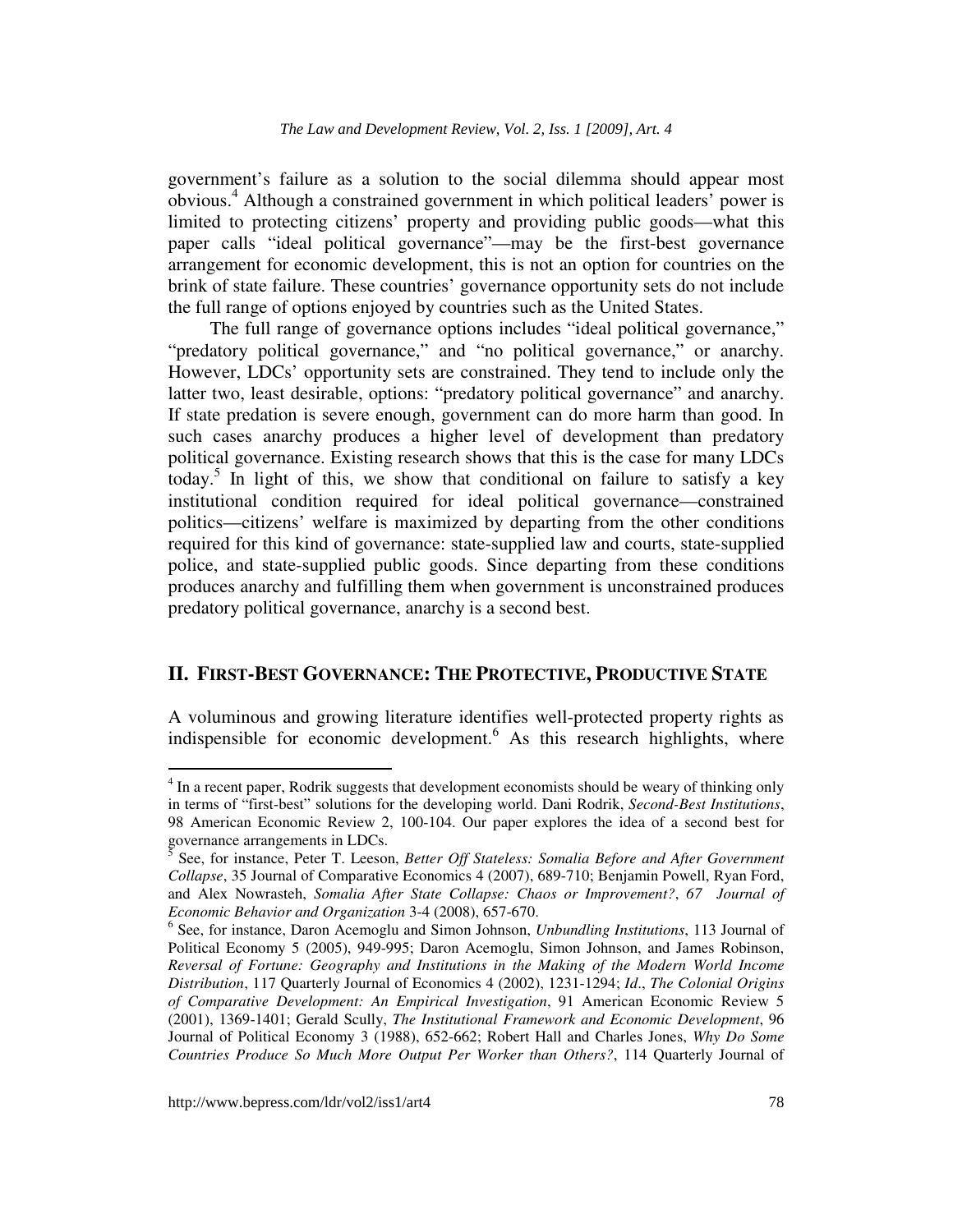government's failure as a solution to the social dilemma should appear most obvious.[4] Although a constrained government in which political leaders' power is limited to protecting citizens' property and providing public goods—what this paper calls "ideal political governance"—may be the first-best governance arrangement for economic development, this is not an option for countries on the brink of state failure. These countries' governance opportunity sets do not include the full range of options enjoyed by countries such as the United States.

The full range of governance options includes "ideal political governance," "predatory political governance," and "no political governance," or anarchy. However, LDCs' opportunity sets are constrained. They tend to include only the latter two, least desirable, options: "predatory political governance" and anarchy. If state predation is severe enough, government can do more harm than good. In such cases anarchy produces a higher level of development than predatory political governance. Existing research shows that this is the case for many LDCs today.[5] In light of this, we show that conditional on failure to satisfy a key institutional condition required for ideal political governance—constrained politics—citizens' welfare is maximized by departing from the other conditions required for this kind of governance: state-supplied law and courts, state-supplied police, and state-supplied public goods. Since departing from these conditions produces anarchy and fulfilling them when government is unconstrained produces predatory political governance, anarchy is a second best.

## II. FIRST-BEST GOVERNANCE: THE PROTECTIVE, PRODUCTIVE STATE

A voluminous and growing literature identifies well-protected property rights as indispensible for economic development.[6] As this research highlights, where

[4] In a recent paper, Rodrik suggests that development economists should be weary of thinking only in terms of "first-best" solutions for the developing world. Dani Rodrik, *Second-Best Institutions*, 98 American Economic Review 2, 100-104. Our paper explores the idea of a second best for governance arrangements in LDCs.

[5] See, for instance, Peter T. Leeson, *Better Off Stateless: Somalia Before and After Government Collapse*, 35 Journal of Comparative Economics 4 (2007), 689-710; Benjamin Powell, Ryan Ford, and Alex Nowrasteh, *Somalia After State Collapse: Chaos or Improvement?*, *67 Journal of Economic Behavior and Organization* 3-4 (2008), 657-670.

[6] See, for instance, Daron Acemoglu and Simon Johnson, *Unbundling Institutions*, 113 Journal of Political Economy 5 (2005), 949-995; Daron Acemoglu, Simon Johnson, and James Robinson, *Reversal of Fortune: Geography and Institutions in the Making of the Modern World Income Distribution*, 117 Quarterly Journal of Economics 4 (2002), 1231-1294; *Id*., *The Colonial Origins of Comparative Development: An Empirical Investigation*, 91 American Economic Review 5 (2001), 1369-1401; Gerald Scully, *The Institutional Framework and Economic Development*, 96 Journal of Political Economy 3 (1988), 652-662; Robert Hall and Charles Jones, *Why Do Some Countries Produce So Much More Output Per Worker than Others?*, 114 Quarterly Journal of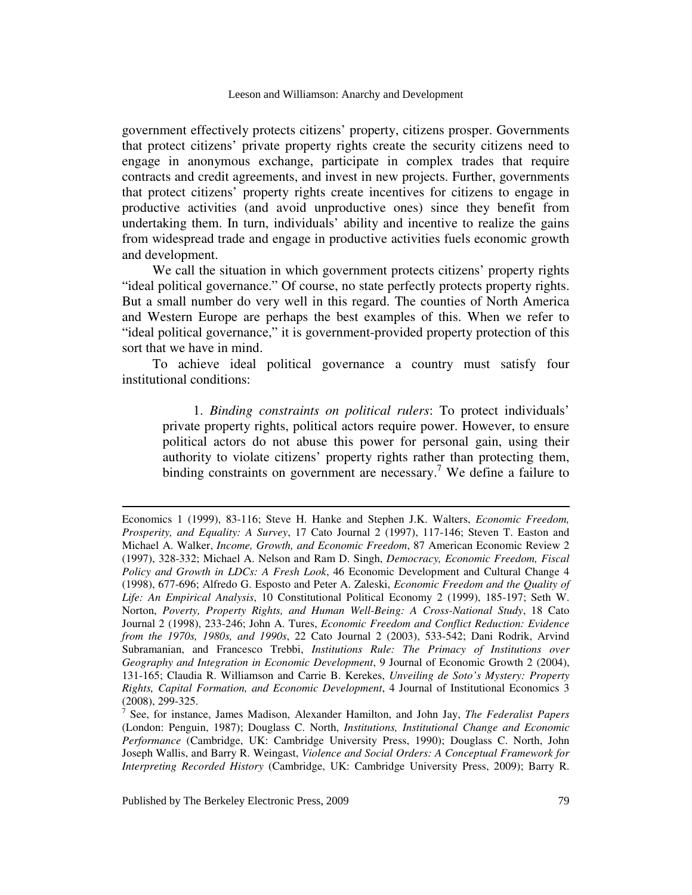government effectively protects citizens' property, citizens prosper. Governments that protect citizens' private property rights create the security citizens need to engage in anonymous exchange, participate in complex trades that require contracts and credit agreements, and invest in new projects. Further, governments that protect citizens' property rights create incentives for citizens to engage in productive activities (and avoid unproductive ones) since they benefit from undertaking them. In turn, individuals' ability and incentive to realize the gains from widespread trade and engage in productive activities fuels economic growth and development.

We call the situation in which government protects citizens' property rights "ideal political governance." Of course, no state perfectly protects property rights. But a small number do very well in this regard. The counties of North America and Western Europe are perhaps the best examples of this. When we refer to "ideal political governance," it is government-provided property protection of this sort that we have in mind.

To achieve ideal political governance a country must satisfy four institutional conditions:

> 1. *Binding constraints on political rulers*: To protect individuals' private property rights, political actors require power. However, to ensure political actors do not abuse this power for personal gain, using their authority to violate citizens' property rights rather than protecting them, binding constraints on government are necessary.[7] We define a failure to

---

Economics 1 (1999), 83-116; Steve H. Hanke and Stephen J.K. Walters, *Economic Freedom, Prosperity, and Equality: A Survey*, 17 Cato Journal 2 (1997), 117-146; Steven T. Easton and Michael A. Walker, *Income, Growth, and Economic Freedom*, 87 American Economic Review 2 (1997), 328-332; Michael A. Nelson and Ram D. Singh, *Democracy, Economic Freedom, Fiscal Policy and Growth in LDCs: A Fresh Look*, 46 Economic Development and Cultural Change 4 (1998), 677-696; Alfredo G. Esposto and Peter A. Zaleski, *Economic Freedom and the Quality of Life: An Empirical Analysis*, 10 Constitutional Political Economy 2 (1999), 185-197; Seth W. Norton, *Poverty, Property Rights, and Human Well-Being: A Cross-National Study*, 18 Cato Journal 2 (1998), 233-246; John A. Tures, *Economic Freedom and Conflict Reduction: Evidence from the 1970s, 1980s, and 1990s*, 22 Cato Journal 2 (2003), 533-542; Dani Rodrik, Arvind Subramanian, and Francesco Trebbi, *Institutions Rule: The Primacy of Institutions over Geography and Integration in Economic Development*, 9 Journal of Economic Growth 2 (2004), 131-165; Claudia R. Williamson and Carrie B. Kerekes, *Unveiling de Soto's Mystery: Property Rights, Capital Formation, and Economic Development*, 4 Journal of Institutional Economics 3 (2008), 299-325.

[7] See, for instance, James Madison, Alexander Hamilton, and John Jay, *The Federalist Papers* (London: Penguin, 1987); Douglass C. North, *Institutions, Institutional Change and Economic Performance* (Cambridge, UK: Cambridge University Press, 1990); Douglass C. North, John Joseph Wallis, and Barry R. Weingast, *Violence and Social Orders: A Conceptual Framework for Interpreting Recorded History* (Cambridge, UK: Cambridge University Press, 2009); Barry R.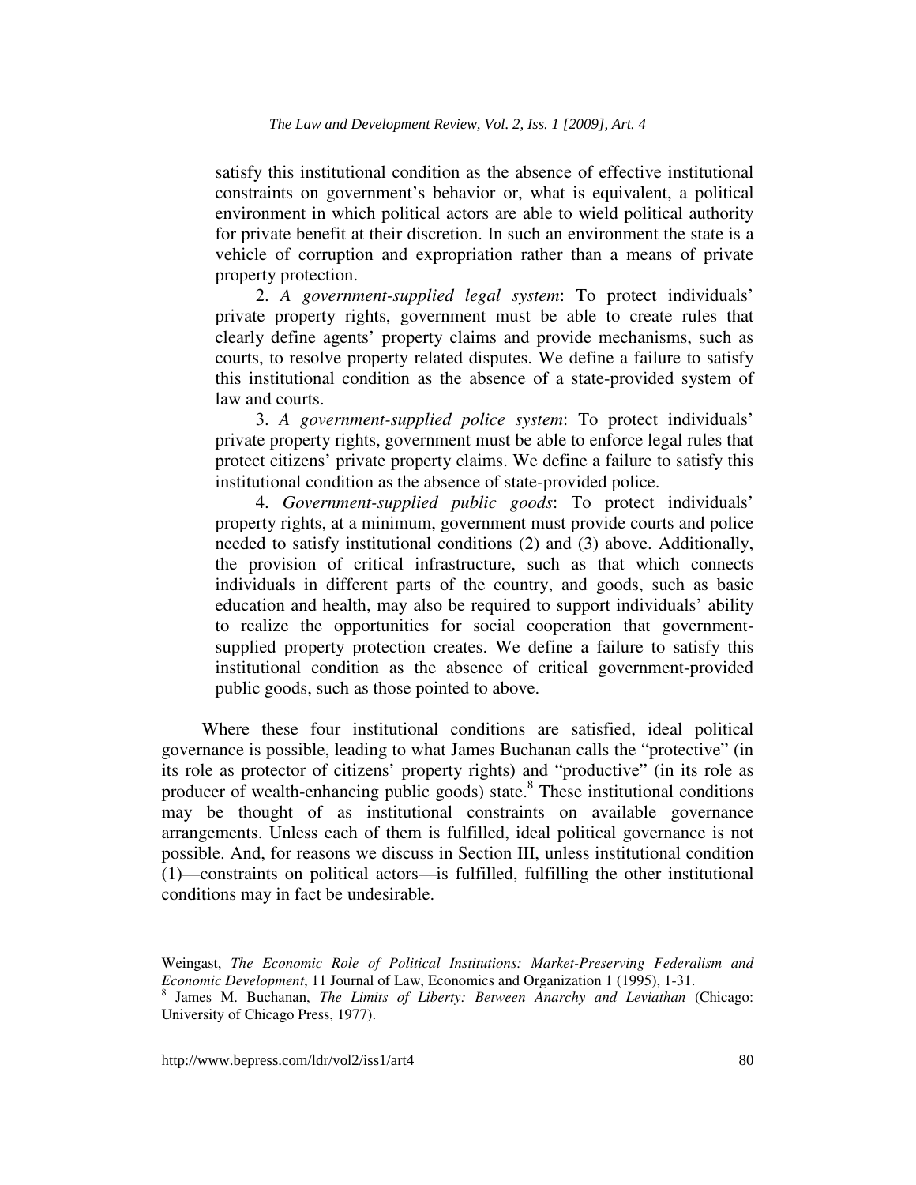satisfy this institutional condition as the absence of effective institutional constraints on government's behavior or, what is equivalent, a political environment in which political actors are able to wield political authority for private benefit at their discretion. In such an environment the state is a vehicle of corruption and expropriation rather than a means of private property protection.

2. *A government-supplied legal system*: To protect individuals' private property rights, government must be able to create rules that clearly define agents' property claims and provide mechanisms, such as courts, to resolve property related disputes. We define a failure to satisfy this institutional condition as the absence of a state-provided system of law and courts.

3. *A government-supplied police system*: To protect individuals' private property rights, government must be able to enforce legal rules that protect citizens' private property claims. We define a failure to satisfy this institutional condition as the absence of state-provided police.

4. *Government-supplied public goods*: To protect individuals' property rights, at a minimum, government must provide courts and police needed to satisfy institutional conditions (2) and (3) above. Additionally, the provision of critical infrastructure, such as that which connects individuals in different parts of the country, and goods, such as basic education and health, may also be required to support individuals' ability to realize the opportunities for social cooperation that government-supplied property protection creates. We define a failure to satisfy this institutional condition as the absence of critical government-provided public goods, such as those pointed to above.

Where these four institutional conditions are satisfied, ideal political governance is possible, leading to what James Buchanan calls the "protective" (in its role as protector of citizens' property rights) and "productive" (in its role as producer of wealth-enhancing public goods) state.[8] These institutional conditions may be thought of as institutional constraints on available governance arrangements. Unless each of them is fulfilled, ideal political governance is not possible. And, for reasons we discuss in Section III, unless institutional condition (1)—constraints on political actors—is fulfilled, fulfilling the other institutional conditions may in fact be undesirable.

---

Weingast, *The Economic Role of Political Institutions: Market-Preserving Federalism and Economic Development*, 11 Journal of Law, Economics and Organization 1 (1995), 1-31.

[8] James M. Buchanan, *The Limits of Liberty: Between Anarchy and Leviathan* (Chicago: University of Chicago Press, 1977).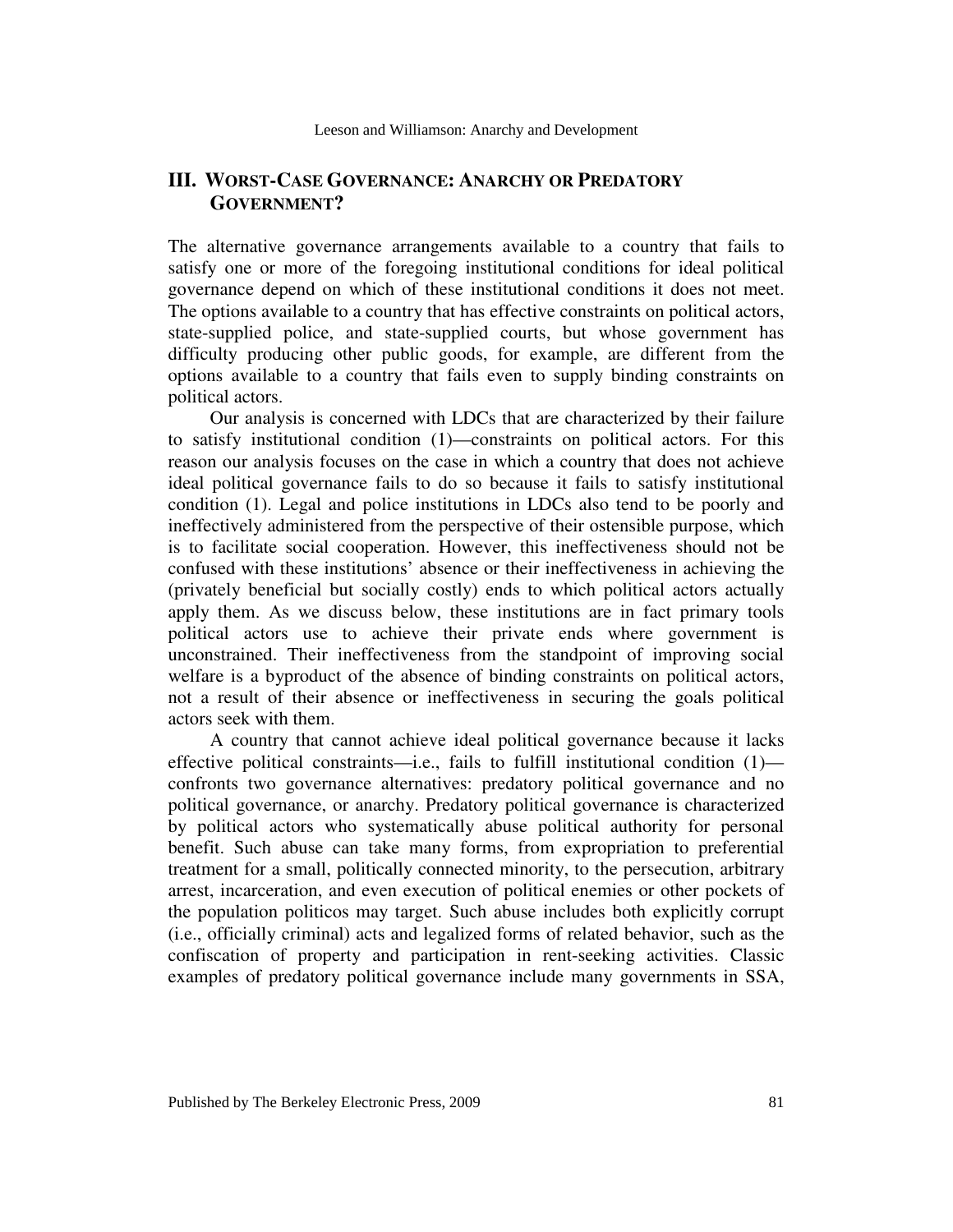## III. WORST-CASE GOVERNANCE: ANARCHY OR PREDATORY GOVERNMENT?

The alternative governance arrangements available to a country that fails to satisfy one or more of the foregoing institutional conditions for ideal political governance depend on which of these institutional conditions it does not meet. The options available to a country that has effective constraints on political actors, state-supplied police, and state-supplied courts, but whose government has difficulty producing other public goods, for example, are different from the options available to a country that fails even to supply binding constraints on political actors.

Our analysis is concerned with LDCs that are characterized by their failure to satisfy institutional condition (1)—constraints on political actors. For this reason our analysis focuses on the case in which a country that does not achieve ideal political governance fails to do so because it fails to satisfy institutional condition (1). Legal and police institutions in LDCs also tend to be poorly and ineffectively administered from the perspective of their ostensible purpose, which is to facilitate social cooperation. However, this ineffectiveness should not be confused with these institutions' absence or their ineffectiveness in achieving the (privately beneficial but socially costly) ends to which political actors actually apply them. As we discuss below, these institutions are in fact primary tools political actors use to achieve their private ends where government is unconstrained. Their ineffectiveness from the standpoint of improving social welfare is a byproduct of the absence of binding constraints on political actors, not a result of their absence or ineffectiveness in securing the goals political actors seek with them.

A country that cannot achieve ideal political governance because it lacks effective political constraints—i.e., fails to fulfill institutional condition (1)—confronts two governance alternatives: predatory political governance and no political governance, or anarchy. Predatory political governance is characterized by political actors who systematically abuse political authority for personal benefit. Such abuse can take many forms, from expropriation to preferential treatment for a small, politically connected minority, to the persecution, arbitrary arrest, incarceration, and even execution of political enemies or other pockets of the population politicos may target. Such abuse includes both explicitly corrupt (i.e., officially criminal) acts and legalized forms of related behavior, such as the confiscation of property and participation in rent-seeking activities. Classic examples of predatory political governance include many governments in SSA,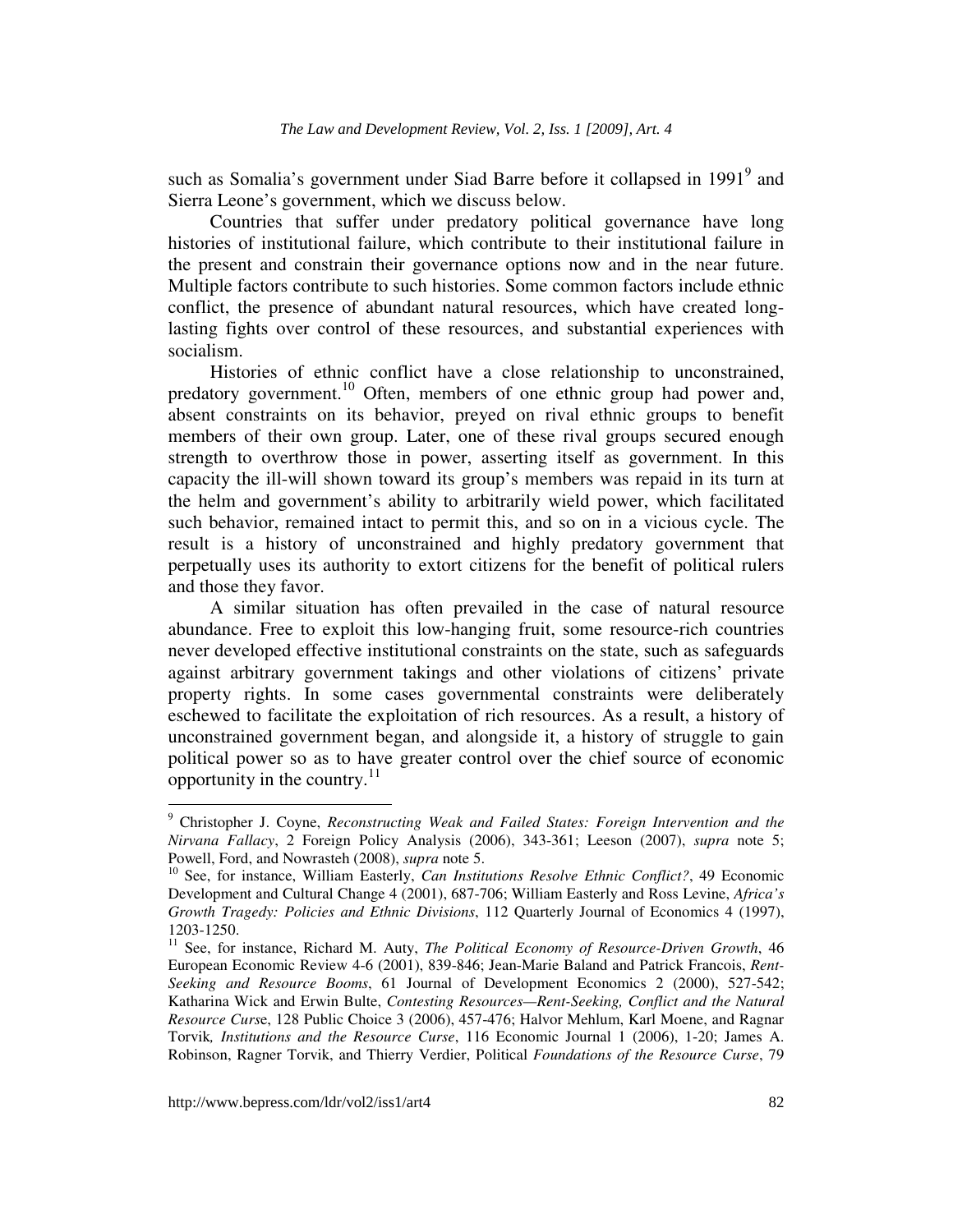such as Somalia's government under Siad Barre before it collapsed in 1991[9] and Sierra Leone's government, which we discuss below.

Countries that suffer under predatory political governance have long histories of institutional failure, which contribute to their institutional failure in the present and constrain their governance options now and in the near future. Multiple factors contribute to such histories. Some common factors include ethnic conflict, the presence of abundant natural resources, which have created long-lasting fights over control of these resources, and substantial experiences with socialism.

Histories of ethnic conflict have a close relationship to unconstrained, predatory government.[10] Often, members of one ethnic group had power and, absent constraints on its behavior, preyed on rival ethnic groups to benefit members of their own group. Later, one of these rival groups secured enough strength to overthrow those in power, asserting itself as government. In this capacity the ill-will shown toward its group's members was repaid in its turn at the helm and government's ability to arbitrarily wield power, which facilitated such behavior, remained intact to permit this, and so on in a vicious cycle. The result is a history of unconstrained and highly predatory government that perpetually uses its authority to extort citizens for the benefit of political rulers and those they favor.

A similar situation has often prevailed in the case of natural resource abundance. Free to exploit this low-hanging fruit, some resource-rich countries never developed effective institutional constraints on the state, such as safeguards against arbitrary government takings and other violations of citizens' private property rights. In some cases governmental constraints were deliberately eschewed to facilitate the exploitation of rich resources. As a result, a history of unconstrained government began, and alongside it, a history of struggle to gain political power so as to have greater control over the chief source of economic opportunity in the country.[11]

---

[9] Christopher J. Coyne, *Reconstructing Weak and Failed States: Foreign Intervention and the Nirvana Fallacy*, 2 Foreign Policy Analysis (2006), 343-361; Leeson (2007), *supra* note 5; Powell, Ford, and Nowrasteh (2008), *supra* note 5.

[10] See, for instance, William Easterly, *Can Institutions Resolve Ethnic Conflict?*, 49 Economic Development and Cultural Change 4 (2001), 687-706; William Easterly and Ross Levine, *Africa's Growth Tragedy: Policies and Ethnic Divisions*, 112 Quarterly Journal of Economics 4 (1997), 1203-1250.

[11] See, for instance, Richard M. Auty, *The Political Economy of Resource-Driven Growth*, 46 European Economic Review 4-6 (2001), 839-846; Jean-Marie Baland and Patrick Francois, *Rent-Seeking and Resource Booms*, 61 Journal of Development Economics 2 (2000), 527-542; Katharina Wick and Erwin Bulte, *Contesting Resources—Rent-Seeking, Conflict and the Natural Resource Curse*, 128 Public Choice 3 (2006), 457-476; Halvor Mehlum, Karl Moene, and Ragnar Torvik*, Institutions and the Resource Curse*, 116 Economic Journal 1 (2006), 1-20; James A. Robinson, Ragner Torvik, and Thierry Verdier, Political *Foundations of the Resource Curse*, 79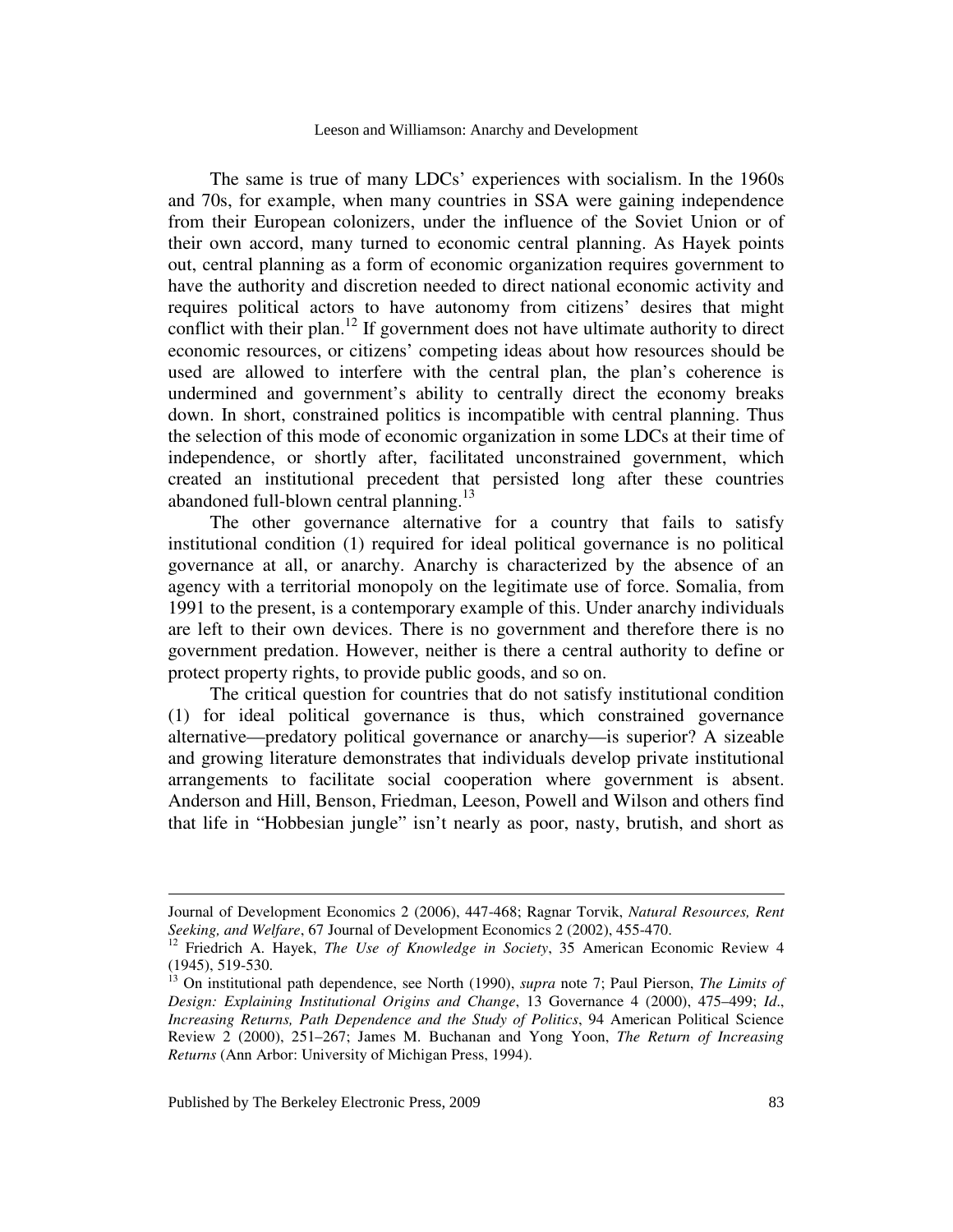The same is true of many LDCs' experiences with socialism. In the 1960s and 70s, for example, when many countries in SSA were gaining independence from their European colonizers, under the influence of the Soviet Union or of their own accord, many turned to economic central planning. As Hayek points out, central planning as a form of economic organization requires government to have the authority and discretion needed to direct national economic activity and requires political actors to have autonomy from citizens' desires that might conflict with their plan.[12] If government does not have ultimate authority to direct economic resources, or citizens' competing ideas about how resources should be used are allowed to interfere with the central plan, the plan's coherence is undermined and government's ability to centrally direct the economy breaks down. In short, constrained politics is incompatible with central planning. Thus the selection of this mode of economic organization in some LDCs at their time of independence, or shortly after, facilitated unconstrained government, which created an institutional precedent that persisted long after these countries abandoned full-blown central planning.[13]

The other governance alternative for a country that fails to satisfy institutional condition (1) required for ideal political governance is no political governance at all, or anarchy. Anarchy is characterized by the absence of an agency with a territorial monopoly on the legitimate use of force. Somalia, from 1991 to the present, is a contemporary example of this. Under anarchy individuals are left to their own devices. There is no government and therefore there is no government predation. However, neither is there a central authority to define or protect property rights, to provide public goods, and so on.

The critical question for countries that do not satisfy institutional condition (1) for ideal political governance is thus, which constrained governance alternative—predatory political governance or anarchy—is superior? A sizeable and growing literature demonstrates that individuals develop private institutional arrangements to facilitate social cooperation where government is absent. Anderson and Hill, Benson, Friedman, Leeson, Powell and Wilson and others find that life in "Hobbesian jungle" isn't nearly as poor, nasty, brutish, and short as

---

Journal of Development Economics 2 (2006), 447-468; Ragnar Torvik, *Natural Resources, Rent Seeking, and Welfare*, 67 Journal of Development Economics 2 (2002), 455-470.

[12] Friedrich A. Hayek, *The Use of Knowledge in Society*, 35 American Economic Review 4 (1945), 519-530.

[13] On institutional path dependence, see North (1990), *supra* note 7; Paul Pierson, *The Limits of Design: Explaining Institutional Origins and Change*, 13 Governance 4 (2000), 475–499; *Id*., *Increasing Returns, Path Dependence and the Study of Politics*, 94 American Political Science Review 2 (2000), 251–267; James M. Buchanan and Yong Yoon, *The Return of Increasing Returns* (Ann Arbor: University of Michigan Press, 1994).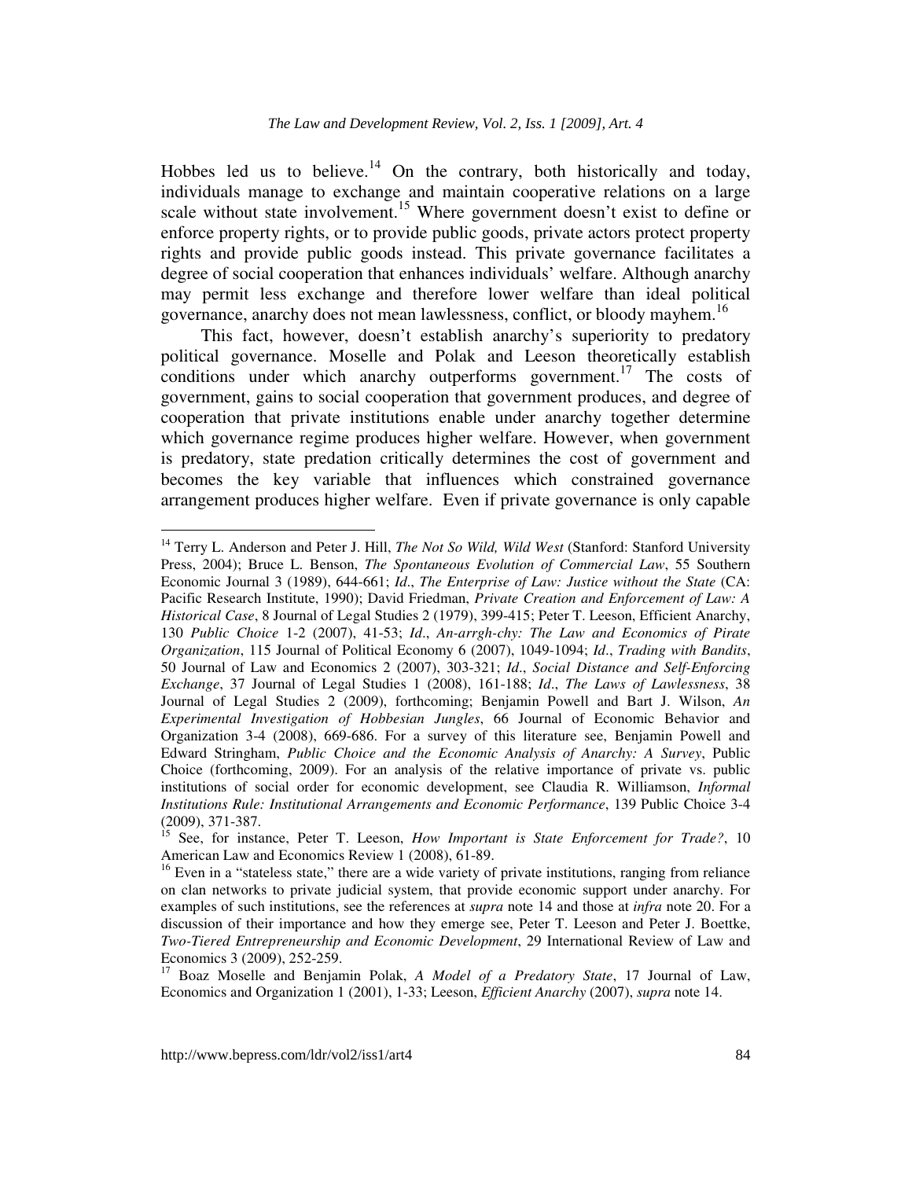Hobbes led us to believe.[14] On the contrary, both historically and today, individuals manage to exchange and maintain cooperative relations on a large scale without state involvement.[15] Where government doesn't exist to define or enforce property rights, or to provide public goods, private actors protect property rights and provide public goods instead. This private governance facilitates a degree of social cooperation that enhances individuals' welfare. Although anarchy may permit less exchange and therefore lower welfare than ideal political governance, anarchy does not mean lawlessness, conflict, or bloody mayhem.[16]

This fact, however, doesn't establish anarchy's superiority to predatory political governance. Moselle and Polak and Leeson theoretically establish conditions under which anarchy outperforms government.[17] The costs of government, gains to social cooperation that government produces, and degree of cooperation that private institutions enable under anarchy together determine which governance regime produces higher welfare. However, when government is predatory, state predation critically determines the cost of government and becomes the key variable that influences which constrained governance arrangement produces higher welfare. Even if private governance is only capable

---

[14] Terry L. Anderson and Peter J. Hill, *The Not So Wild, Wild West* (Stanford: Stanford University Press, 2004); Bruce L. Benson, *The Spontaneous Evolution of Commercial Law*, 55 Southern Economic Journal 3 (1989), 644-661; *Id*., *The Enterprise of Law: Justice without the State* (CA: Pacific Research Institute, 1990); David Friedman, *Private Creation and Enforcement of Law: A Historical Case*, 8 Journal of Legal Studies 2 (1979), 399-415; Peter T. Leeson, Efficient Anarchy, 130 *Public Choice* 1-2 (2007), 41-53; *Id*., *An-arrgh-chy: The Law and Economics of Pirate Organization*, 115 Journal of Political Economy 6 (2007), 1049-1094; *Id*., *Trading with Bandits*, 50 Journal of Law and Economics 2 (2007), 303-321; *Id*., *Social Distance and Self-Enforcing Exchange*, 37 Journal of Legal Studies 1 (2008), 161-188; *Id*., *The Laws of Lawlessness*, 38 Journal of Legal Studies 2 (2009), forthcoming; Benjamin Powell and Bart J. Wilson, *An Experimental Investigation of Hobbesian Jungles*, 66 Journal of Economic Behavior and Organization 3-4 (2008), 669-686. For a survey of this literature see, Benjamin Powell and Edward Stringham, *Public Choice and the Economic Analysis of Anarchy: A Survey*, Public Choice (forthcoming, 2009). For an analysis of the relative importance of private vs. public institutions of social order for economic development, see Claudia R. Williamson, *Informal Institutions Rule: Institutional Arrangements and Economic Performance*, 139 Public Choice 3-4 (2009), 371-387.

[15] See, for instance, Peter T. Leeson, *How Important is State Enforcement for Trade?*, 10 American Law and Economics Review 1 (2008), 61-89.

[16] Even in a "stateless state," there are a wide variety of private institutions, ranging from reliance on clan networks to private judicial system, that provide economic support under anarchy. For examples of such institutions, see the references at *supra* note 14 and those at *infra* note 20. For a discussion of their importance and how they emerge see, Peter T. Leeson and Peter J. Boettke, *Two-Tiered Entrepreneurship and Economic Development*, 29 International Review of Law and Economics 3 (2009), 252-259.

[17] Boaz Moselle and Benjamin Polak, *A Model of a Predatory State*, 17 Journal of Law, Economics and Organization 1 (2001), 1-33; Leeson, *Efficient Anarchy* (2007), *supra* note 14.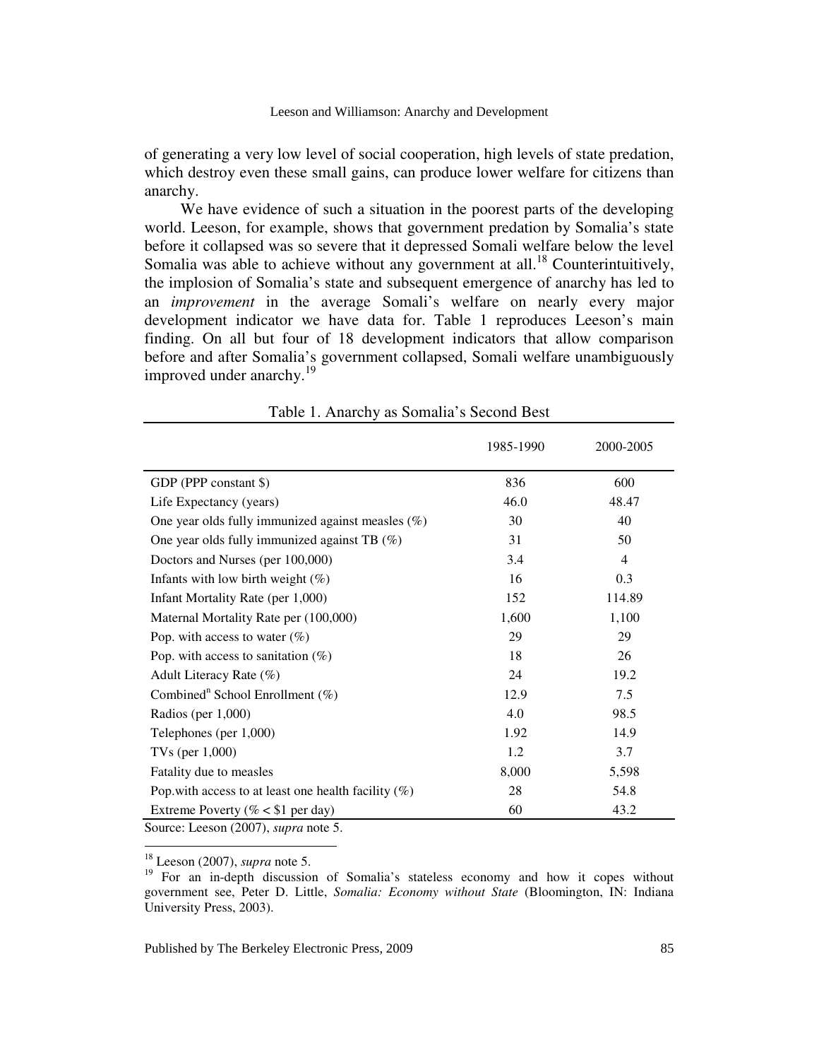of generating a very low level of social cooperation, high levels of state predation, which destroy even these small gains, can produce lower welfare for citizens than anarchy.

We have evidence of such a situation in the poorest parts of the developing world. Leeson, for example, shows that government predation by Somalia's state before it collapsed was so severe that it depressed Somali welfare below the level Somalia was able to achieve without any government at all.[18] Counterintuitively, the implosion of Somalia's state and subsequent emergence of anarchy has led to an *improvement* in the average Somali's welfare on nearly every major development indicator we have data for. Table 1 reproduces Leeson's main finding. On all but four of 18 development indicators that allow comparison before and after Somalia's government collapsed, Somali welfare unambiguously improved under anarchy.[19]

Table 1. Anarchy as Somalia's Second Best

| | 1985-1990 | 2000-2005 |
|---|---|---|
| GDP (PPP constant $) | 836 | 600 |
| Life Expectancy (years) | 46.0 | 48.47 |
| One year olds fully immunized against measles (%) | 30 | 40 |
| One year olds fully immunized against TB (%) | 31 | 50 |
| Doctors and Nurses (per 100,000) | 3.4 | 4 |
| Infants with low birth weight (%) | 16 | 0.3 |
| Infant Mortality Rate (per 1,000) | 152 | 114.89 |
| Maternal Mortality Rate per (100,000) | 1,600 | 1,100 |
| Pop. with access to water (%) | 29 | 29 |
| Pop. with access to sanitation (%) | 18 | 26 |
| Adult Literacy Rate (%) | 24 | 19.2 |
| Combined[n] School Enrollment (%) | 12.9 | 7.5 |
| Radios (per 1,000) | 4.0 | 98.5 |
| Telephones (per 1,000) | 1.92 | 14.9 |
| TVs (per 1,000) | 1.2 | 3.7 |
| Fatality due to measles | 8,000 | 5,598 |
| Pop.with access to at least one health facility (%) | 28 | 54.8 |
| Extreme Poverty (% < $1 per day) | 60 | 43.2 |

Source: Leeson (2007), *supra* note 5.

[18] Leeson (2007), *supra* note 5.

[19] For an in-depth discussion of Somalia's stateless economy and how it copes without government see, Peter D. Little, *Somalia: Economy without State* (Bloomington, IN: Indiana University Press, 2003).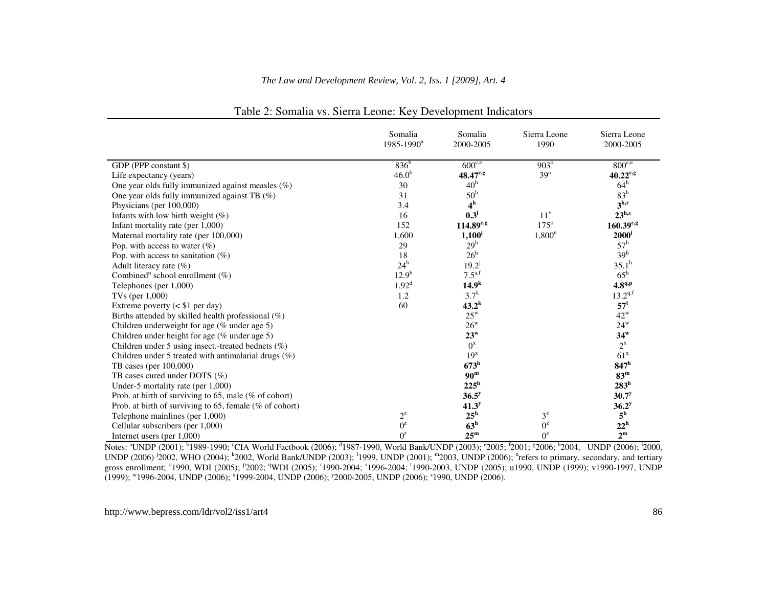Table 2: Somalia vs. Sierra Leone: Key Development Indicators

| | Somalia 1985-1990[a] | Somalia 2000-2005 | Sierra Leone 1990 | Sierra Leone 2000-2005 |
|---|---|---|---|---|
| GDP (PPP constant $) | 836[b] | 600[c,e] | 903[o] | 800[c,e] |
| Life expectancy (years) | 46.0[b] | **48.47**[c,g] | 39[o] | **40.22**[c,g] |
| One year olds fully immunized against measles (%) | 30 | 40[h] | | 64[h] |
| One year olds fully immunized against TB (%) | 31 | 50[h] | | 83[h] |
| Physicians (per 100,000) | 3.4 | **4**[h] | | **3**[h,r] |
| Infants with low birth weight (%) | 16 | **0.3**[l] | 11[v] | **23**[h,s] |
| Infant mortality rate (per 1,000) | 152 | **114.89**[c,g] | 175[o] | **160.39**[c,g] |
| Maternal mortality rate (per 100,000) | 1,600 | **1,100**[i] | 1,800[u] | **2000**[i] |
| Pop. with access to water (%) | 29 | 29[h] | | 57[h] |
| Pop. with access to sanitation (%) | 18 | 26[h] | | 39[h] |
| Adult literacy rate (%) | 24[b] | 19.2[j] | | 35.1[h] |
| Combined[n] school enrollment (%) | 12.9[b] | 7.5[a,f] | | 65[h] |
| Telephones (per 1,000) | 1.92[d] | **14.9**[k] | | **4.8**[q,p] |
| TVs (per 1,000) | 1.2 | 3.7[k] | | 13.2[q,f] |
| Extreme poverty (< $1 per day) | 60 | **43.2**[k] | | **57**[t] |
| Births attended by skilled health professional (%) | | 25[w] | | 42[w] |
| Children underweight for age (% under age 5) | | 26[w] | | 24[w] |
| Children under height for age (% under age 5) | | **23**[w] | | **34**[w] |
| Children under 5 using insect.-treated bednets (%) | | 0[x] | | 2[x] |
| Children under 5 treated with antimalarial drugs (%) | | 19[x] | | 61[x] |
| TB cases (per 100,000) | | **673**[h] | | **847**[h] |
| TB cases cured under DOTS (%) | | **90**[m] | | **83**[m] |
| Under-5 mortality rate (per 1,000) | | **225**[h] | | **283**[h] |
| Prob. at birth of surviving to 65, male (% of cohort) | | **36.5**[y] | | **30.7**[y] |
| Prob. at birth of surviving to 65, female (% of cohort) | | **41.3**[y] | | **36.2**[y] |
| Telephone mainlines (per 1,000) | 2[z] | **25**[h] | 3[z] | **5**[h] |
| Cellular subscribers (per 1,000) | 0[z] | **63**[h] | 0[z] | **22**[h] |
| Internet users (per 1,000) | 0[z] | **25**[m] | 0[z] | **2**[m] |

Notes: [a]UNDP (2001); [b]1989-1990; [c]CIA World Factbook (2006); [d]1987-1990, World Bank/UNDP (2003); [e]2005; [f]2001; [g]2006; [h]2004, UNDP (2006); [i]2000, UNDP (2006) [j]2002, WHO (2004); [k]2002, World Bank/UNDP (2003); [l]1999, UNDP (2001); [m]2003, UNDP (2006); [n]refers to primary, secondary, and tertiary gross enrollment; [o]1990, WDI (2005); [p]2002; [q]WDI (2005); [r]1990-2004; [s]1996-2004; [t]1990-2003, UNDP (2005); u1990, UNDP (1999); v1990-1997, UNDP (1999); [w]1996-2004, UNDP (2006); [x]1999-2004, UNDP (2006); [y]2000-2005, UNDP (2006); [z]1990, UNDP (2006).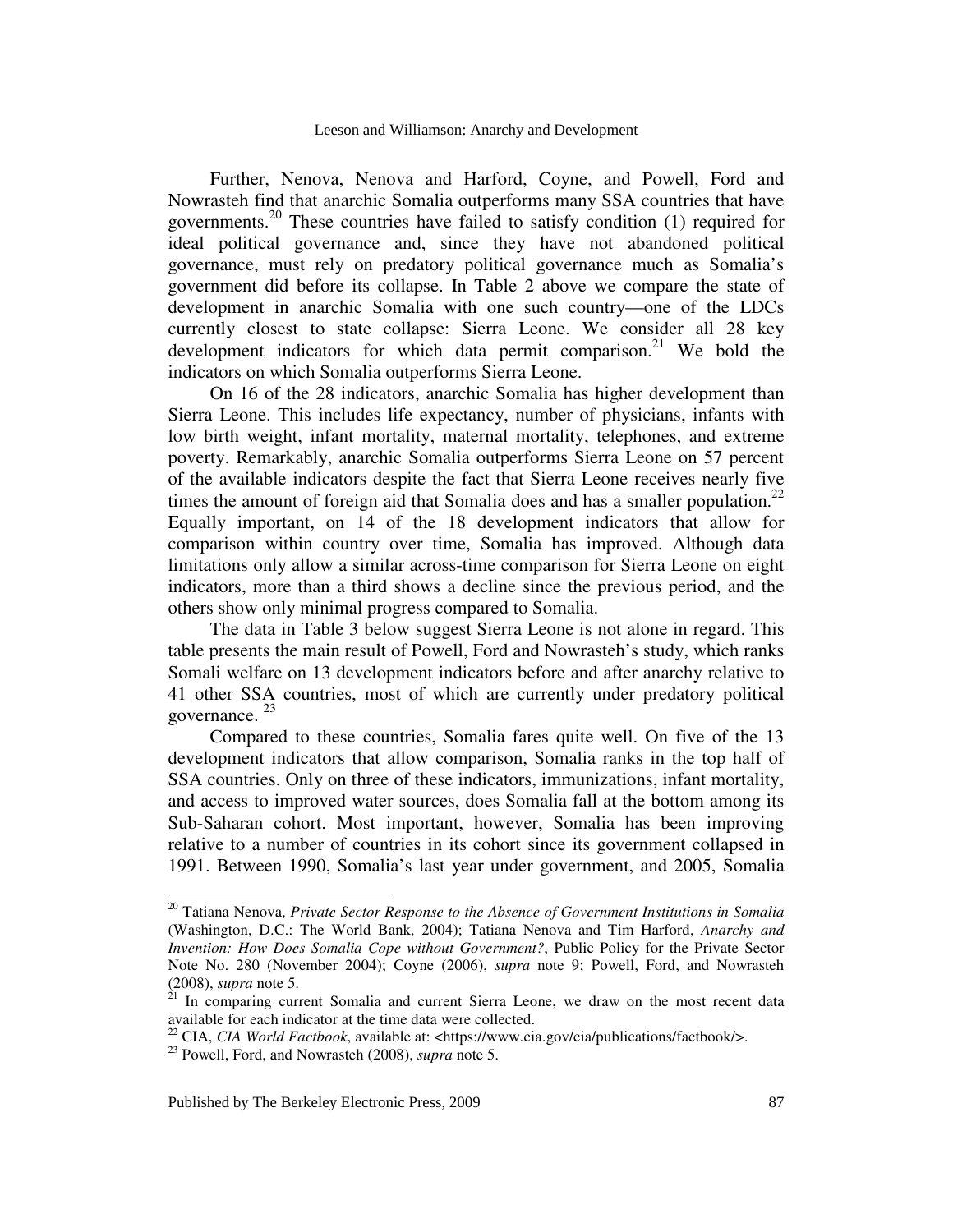Further, Nenova, Nenova and Harford, Coyne, and Powell, Ford and Nowrasteh find that anarchic Somalia outperforms many SSA countries that have governments.[20] These countries have failed to satisfy condition (1) required for ideal political governance and, since they have not abandoned political governance, must rely on predatory political governance much as Somalia's government did before its collapse. In Table 2 above we compare the state of development in anarchic Somalia with one such country—one of the LDCs currently closest to state collapse: Sierra Leone. We consider all 28 key development indicators for which data permit comparison.[21] We bold the indicators on which Somalia outperforms Sierra Leone.

On 16 of the 28 indicators, anarchic Somalia has higher development than Sierra Leone. This includes life expectancy, number of physicians, infants with low birth weight, infant mortality, maternal mortality, telephones, and extreme poverty. Remarkably, anarchic Somalia outperforms Sierra Leone on 57 percent of the available indicators despite the fact that Sierra Leone receives nearly five times the amount of foreign aid that Somalia does and has a smaller population.[22] Equally important, on 14 of the 18 development indicators that allow for comparison within country over time, Somalia has improved. Although data limitations only allow a similar across-time comparison for Sierra Leone on eight indicators, more than a third shows a decline since the previous period, and the others show only minimal progress compared to Somalia.

The data in Table 3 below suggest Sierra Leone is not alone in regard. This table presents the main result of Powell, Ford and Nowrasteh's study, which ranks Somali welfare on 13 development indicators before and after anarchy relative to 41 other SSA countries, most of which are currently under predatory political governance.[23]

Compared to these countries, Somalia fares quite well. On five of the 13 development indicators that allow comparison, Somalia ranks in the top half of SSA countries. Only on three of these indicators, immunizations, infant mortality, and access to improved water sources, does Somalia fall at the bottom among its Sub-Saharan cohort. Most important, however, Somalia has been improving relative to a number of countries in its cohort since its government collapsed in 1991. Between 1990, Somalia's last year under government, and 2005, Somalia

---

[20] Tatiana Nenova, *Private Sector Response to the Absence of Government Institutions in Somalia* (Washington, D.C.: The World Bank, 2004); Tatiana Nenova and Tim Harford, *Anarchy and Invention: How Does Somalia Cope without Government?*, Public Policy for the Private Sector Note No. 280 (November 2004); Coyne (2006), *supra* note 9; Powell, Ford, and Nowrasteh (2008), *supra* note 5.

[21] In comparing current Somalia and current Sierra Leone, we draw on the most recent data available for each indicator at the time data were collected.

[22] CIA, *CIA World Factbook*, available at: <https://www.cia.gov/cia/publications/factbook/>.

[23] Powell, Ford, and Nowrasteh (2008), *supra* note 5.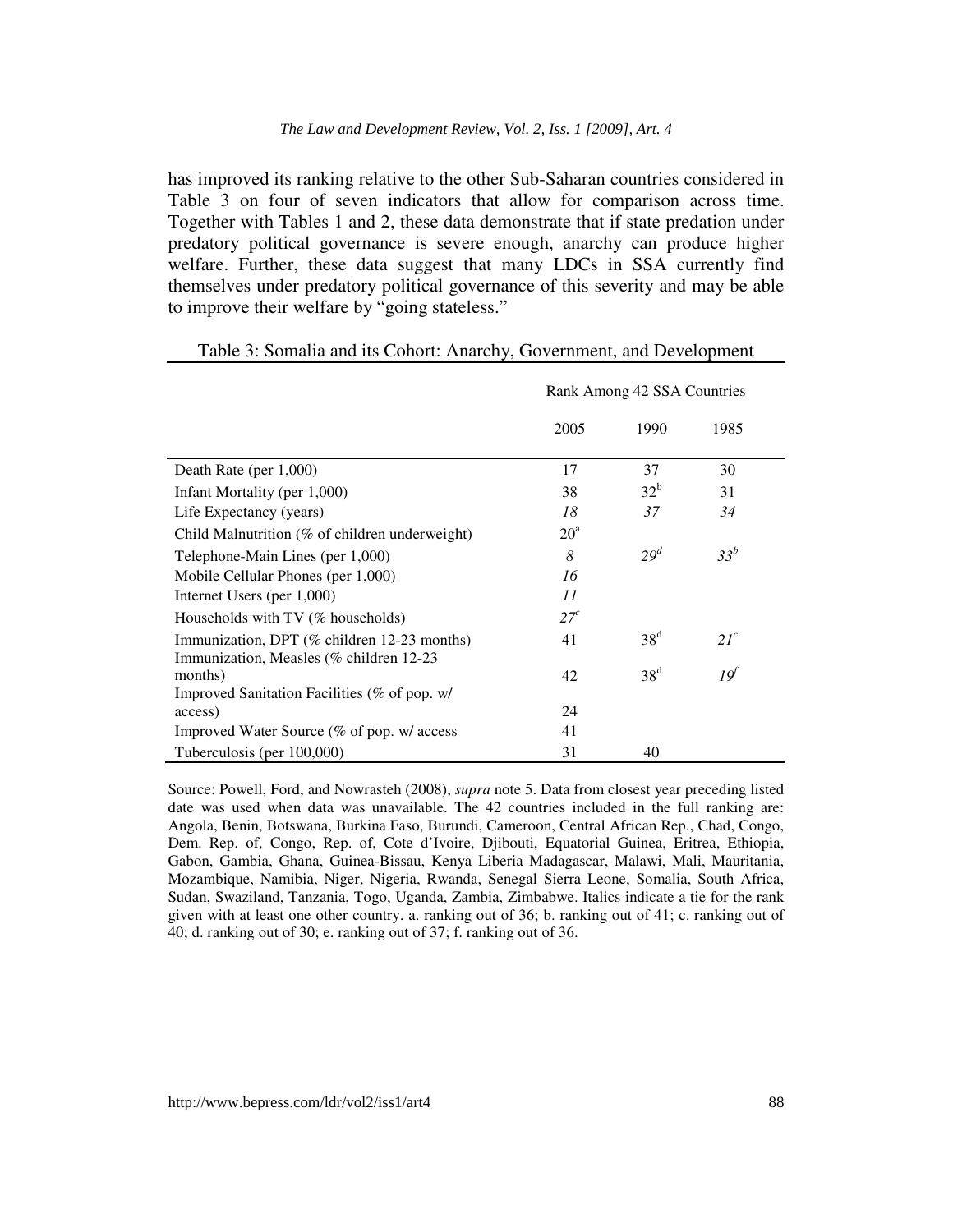has improved its ranking relative to the other Sub-Saharan countries considered in Table 3 on four of seven indicators that allow for comparison across time. Together with Tables 1 and 2, these data demonstrate that if state predation under predatory political governance is severe enough, anarchy can produce higher welfare. Further, these data suggest that many LDCs in SSA currently find themselves under predatory political governance of this severity and may be able to improve their welfare by "going stateless."

Table 3: Somalia and its Cohort: Anarchy, Government, and Development

| | Rank Among 42 SSA Countries | | |
|---|---|---|---|
| | 2005 | 1990 | 1985 |
| Death Rate (per 1,000) | 17 | 37 | 30 |
| Infant Mortality (per 1,000) | 38 | 32[b] | 31 |
| Life Expectancy (years) | *18* | *37* | *34* |
| Child Malnutrition (% of children underweight) | 20[a] | | |
| Telephone-Main Lines (per 1,000) | *8* | *29*[d] | *33*[b] |
| Mobile Cellular Phones (per 1,000) | *16* | | |
| Internet Users (per 1,000) | *11* | | |
| Households with TV (% households) | *27*[c] | | |
| Immunization, DPT (% children 12-23 months) | 41 | 38[d] | *21*[c] |
| Immunization, Measles (% children 12-23 months) | 42 | 38[d] | *19*[f] |
| Improved Sanitation Facilities (% of pop. w/ access) | 24 | | |
| Improved Water Source (% of pop. w/ access | 41 | | |
| Tuberculosis (per 100,000) | 31 | 40 | |

Source: Powell, Ford, and Nowrasteh (2008), *supra* note 5. Data from closest year preceding listed date was used when data was unavailable. The 42 countries included in the full ranking are: Angola, Benin, Botswana, Burkina Faso, Burundi, Cameroon, Central African Rep., Chad, Congo, Dem. Rep. of, Congo, Rep. of, Cote d'Ivoire, Djibouti, Equatorial Guinea, Eritrea, Ethiopia, Gabon, Gambia, Ghana, Guinea-Bissau, Kenya Liberia Madagascar, Malawi, Mali, Mauritania, Mozambique, Namibia, Niger, Nigeria, Rwanda, Senegal Sierra Leone, Somalia, South Africa, Sudan, Swaziland, Tanzania, Togo, Uganda, Zambia, Zimbabwe. Italics indicate a tie for the rank given with at least one other country. a. ranking out of 36; b. ranking out of 41; c. ranking out of 40; d. ranking out of 30; e. ranking out of 37; f. ranking out of 36.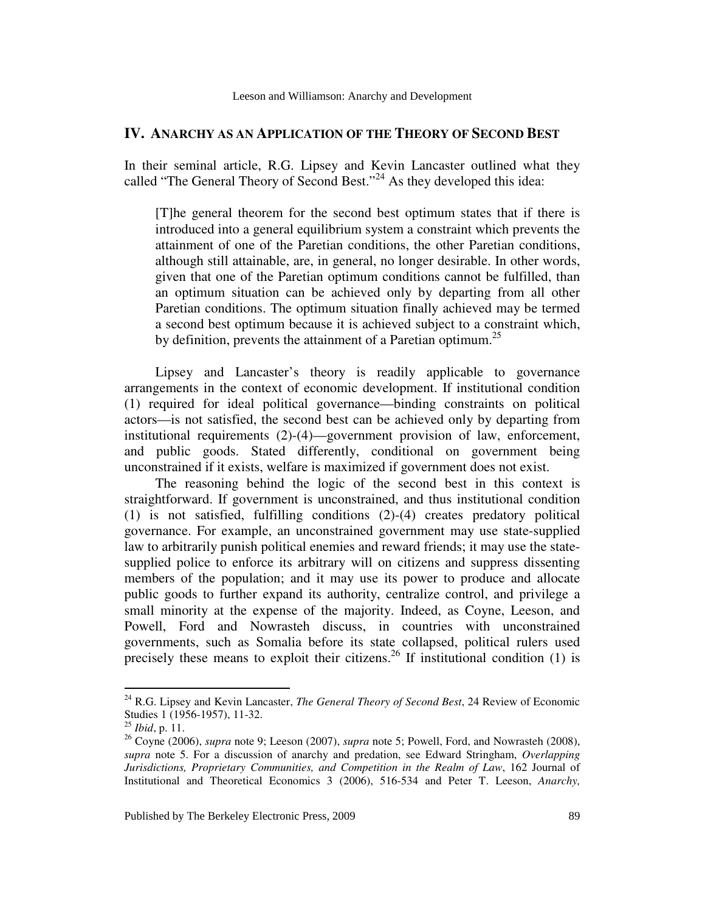## IV. ANARCHY AS AN APPLICATION OF THE THEORY OF SECOND BEST

In their seminal article, R.G. Lipsey and Kevin Lancaster outlined what they called "The General Theory of Second Best."[24] As they developed this idea:

> [T]he general theorem for the second best optimum states that if there is introduced into a general equilibrium system a constraint which prevents the attainment of one of the Paretian conditions, the other Paretian conditions, although still attainable, are, in general, no longer desirable. In other words, given that one of the Paretian optimum conditions cannot be fulfilled, than an optimum situation can be achieved only by departing from all other Paretian conditions. The optimum situation finally achieved may be termed a second best optimum because it is achieved subject to a constraint which, by definition, prevents the attainment of a Paretian optimum.[25]

Lipsey and Lancaster's theory is readily applicable to governance arrangements in the context of economic development. If institutional condition (1) required for ideal political governance—binding constraints on political actors—is not satisfied, the second best can be achieved only by departing from institutional requirements (2)-(4)—government provision of law, enforcement, and public goods. Stated differently, conditional on government being unconstrained if it exists, welfare is maximized if government does not exist.

The reasoning behind the logic of the second best in this context is straightforward. If government is unconstrained, and thus institutional condition (1) is not satisfied, fulfilling conditions (2)-(4) creates predatory political governance. For example, an unconstrained government may use state-supplied law to arbitrarily punish political enemies and reward friends; it may use the state-supplied police to enforce its arbitrary will on citizens and suppress dissenting members of the population; and it may use its power to produce and allocate public goods to further expand its authority, centralize control, and privilege a small minority at the expense of the majority. Indeed, as Coyne, Leeson, and Powell, Ford and Nowrasteh discuss, in countries with unconstrained governments, such as Somalia before its state collapsed, political rulers used precisely these means to exploit their citizens.[26] If institutional condition (1) is

---

[24] R.G. Lipsey and Kevin Lancaster, *The General Theory of Second Best*, 24 Review of Economic Studies 1 (1956-1957), 11-32.

[25] *Ibid*, p. 11.

[26] Coyne (2006), *supra* note 9; Leeson (2007), *supra* note 5; Powell, Ford, and Nowrasteh (2008), *supra* note 5. For a discussion of anarchy and predation, see Edward Stringham, *Overlapping Jurisdictions, Proprietary Communities, and Competition in the Realm of Law*, 162 Journal of Institutional and Theoretical Economics 3 (2006), 516-534 and Peter T. Leeson, *Anarchy,*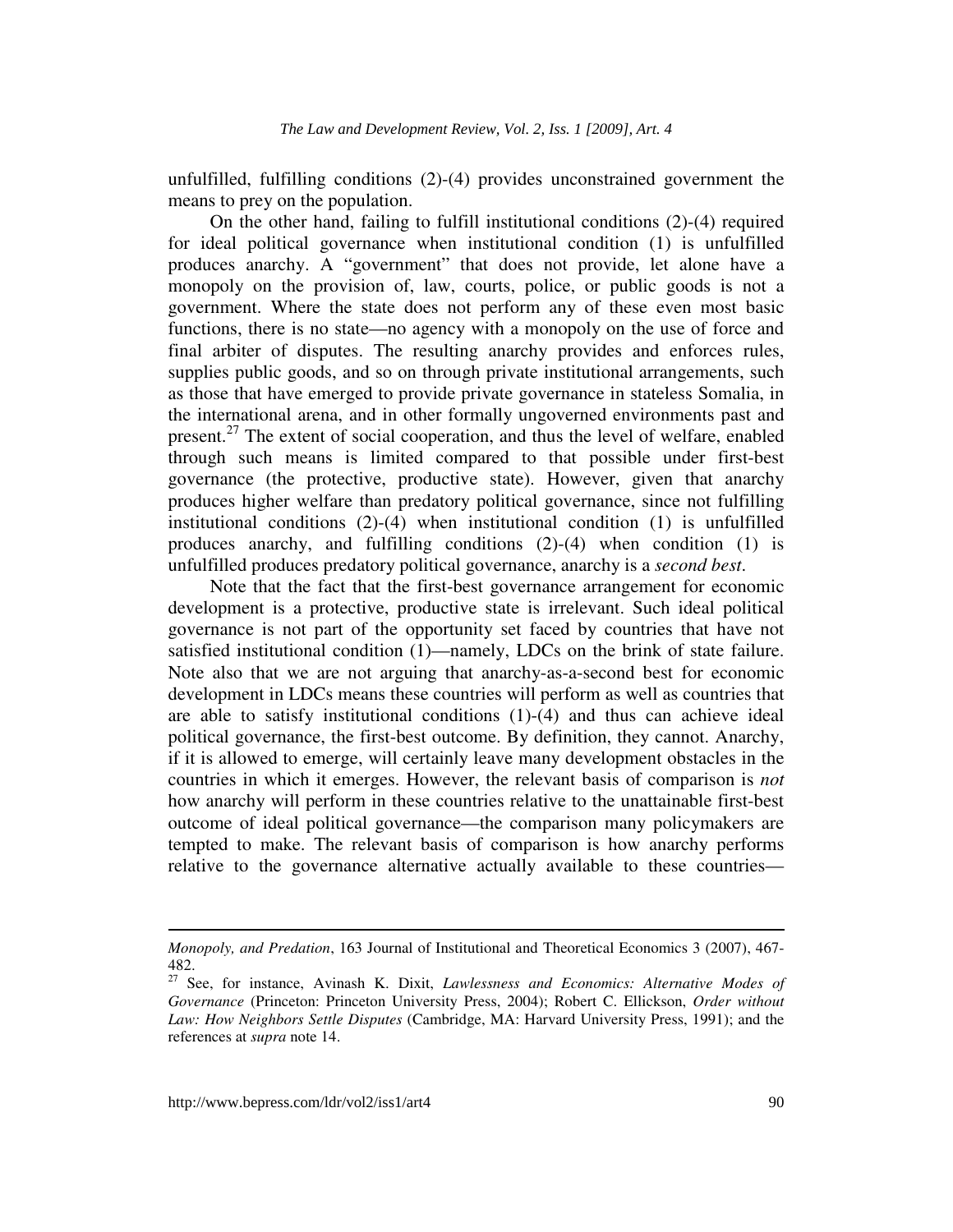unfulfilled, fulfilling conditions (2)-(4) provides unconstrained government the means to prey on the population.

On the other hand, failing to fulfill institutional conditions (2)-(4) required for ideal political governance when institutional condition (1) is unfulfilled produces anarchy. A "government" that does not provide, let alone have a monopoly on the provision of, law, courts, police, or public goods is not a government. Where the state does not perform any of these even most basic functions, there is no state—no agency with a monopoly on the use of force and final arbiter of disputes. The resulting anarchy provides and enforces rules, supplies public goods, and so on through private institutional arrangements, such as those that have emerged to provide private governance in stateless Somalia, in the international arena, and in other formally ungoverned environments past and present.[27] The extent of social cooperation, and thus the level of welfare, enabled through such means is limited compared to that possible under first-best governance (the protective, productive state). However, given that anarchy produces higher welfare than predatory political governance, since not fulfilling institutional conditions (2)-(4) when institutional condition (1) is unfulfilled produces anarchy, and fulfilling conditions (2)-(4) when condition (1) is unfulfilled produces predatory political governance, anarchy is a *second best*.

Note that the fact that the first-best governance arrangement for economic development is a protective, productive state is irrelevant. Such ideal political governance is not part of the opportunity set faced by countries that have not satisfied institutional condition (1)—namely, LDCs on the brink of state failure. Note also that we are not arguing that anarchy-as-a-second best for economic development in LDCs means these countries will perform as well as countries that are able to satisfy institutional conditions (1)-(4) and thus can achieve ideal political governance, the first-best outcome. By definition, they cannot. Anarchy, if it is allowed to emerge, will certainly leave many development obstacles in the countries in which it emerges. However, the relevant basis of comparison is *not* how anarchy will perform in these countries relative to the unattainable first-best outcome of ideal political governance—the comparison many policymakers are tempted to make. The relevant basis of comparison is how anarchy performs relative to the governance alternative actually available to these countries—

---

*Monopoly, and Predation*, 163 Journal of Institutional and Theoretical Economics 3 (2007), 467-482.

[27] See, for instance, Avinash K. Dixit, *Lawlessness and Economics: Alternative Modes of Governance* (Princeton: Princeton University Press, 2004); Robert C. Ellickson, *Order without Law: How Neighbors Settle Disputes* (Cambridge, MA: Harvard University Press, 1991); and the references at *supra* note 14.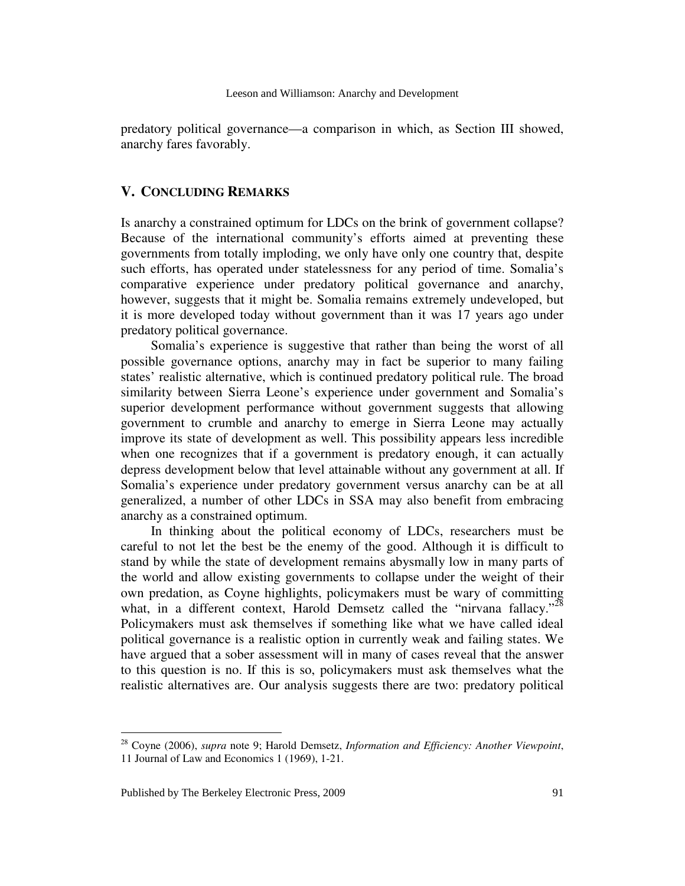predatory political governance—a comparison in which, as Section III showed, anarchy fares favorably.

## V. CONCLUDING REMARKS

Is anarchy a constrained optimum for LDCs on the brink of government collapse? Because of the international community's efforts aimed at preventing these governments from totally imploding, we only have only one country that, despite such efforts, has operated under statelessness for any period of time. Somalia's comparative experience under predatory political governance and anarchy, however, suggests that it might be. Somalia remains extremely undeveloped, but it is more developed today without government than it was 17 years ago under predatory political governance.

Somalia's experience is suggestive that rather than being the worst of all possible governance options, anarchy may in fact be superior to many failing states' realistic alternative, which is continued predatory political rule. The broad similarity between Sierra Leone's experience under government and Somalia's superior development performance without government suggests that allowing government to crumble and anarchy to emerge in Sierra Leone may actually improve its state of development as well. This possibility appears less incredible when one recognizes that if a government is predatory enough, it can actually depress development below that level attainable without any government at all. If Somalia's experience under predatory government versus anarchy can be at all generalized, a number of other LDCs in SSA may also benefit from embracing anarchy as a constrained optimum.

In thinking about the political economy of LDCs, researchers must be careful to not let the best be the enemy of the good. Although it is difficult to stand by while the state of development remains abysmally low in many parts of the world and allow existing governments to collapse under the weight of their own predation, as Coyne highlights, policymakers must be wary of committing what, in a different context, Harold Demsetz called the "nirvana fallacy."[28] Policymakers must ask themselves if something like what we have called ideal political governance is a realistic option in currently weak and failing states. We have argued that a sober assessment will in many of cases reveal that the answer to this question is no. If this is so, policymakers must ask themselves what the realistic alternatives are. Our analysis suggests there are two: predatory political

---

[28] Coyne (2006), *supra* note 9; Harold Demsetz, *Information and Efficiency: Another Viewpoint*, 11 Journal of Law and Economics 1 (1969), 1-21.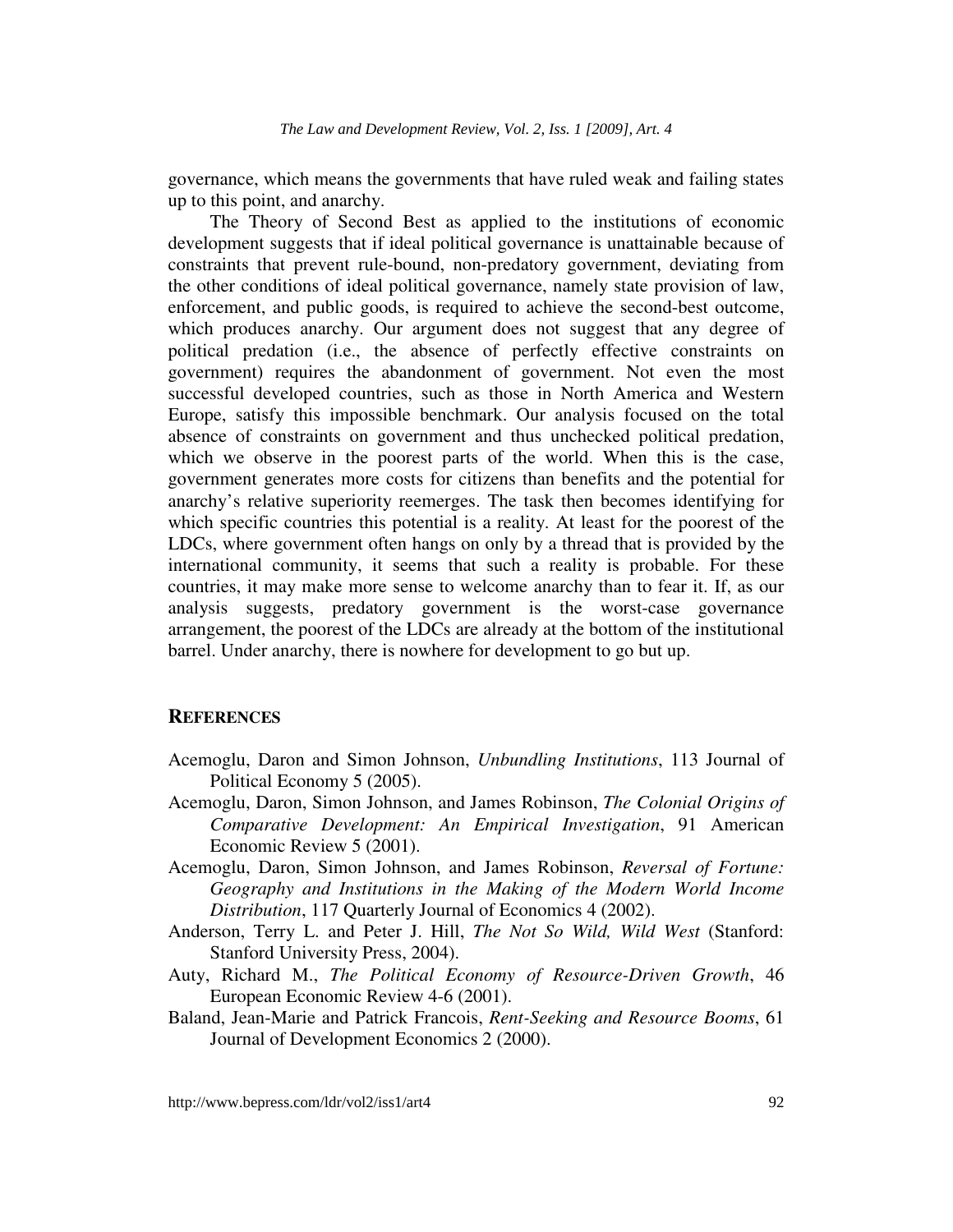governance, which means the governments that have ruled weak and failing states up to this point, and anarchy.

The Theory of Second Best as applied to the institutions of economic development suggests that if ideal political governance is unattainable because of constraints that prevent rule-bound, non-predatory government, deviating from the other conditions of ideal political governance, namely state provision of law, enforcement, and public goods, is required to achieve the second-best outcome, which produces anarchy. Our argument does not suggest that any degree of political predation (i.e., the absence of perfectly effective constraints on government) requires the abandonment of government. Not even the most successful developed countries, such as those in North America and Western Europe, satisfy this impossible benchmark. Our analysis focused on the total absence of constraints on government and thus unchecked political predation, which we observe in the poorest parts of the world. When this is the case, government generates more costs for citizens than benefits and the potential for anarchy's relative superiority reemerges. The task then becomes identifying for which specific countries this potential is a reality. At least for the poorest of the LDCs, where government often hangs on only by a thread that is provided by the international community, it seems that such a reality is probable. For these countries, it may make more sense to welcome anarchy than to fear it. If, as our analysis suggests, predatory government is the worst-case governance arrangement, the poorest of the LDCs are already at the bottom of the institutional barrel. Under anarchy, there is nowhere for development to go but up.

## REFERENCES

Acemoglu, Daron and Simon Johnson, *Unbundling Institutions*, 113 Journal of Political Economy 5 (2005).

Acemoglu, Daron, Simon Johnson, and James Robinson, *The Colonial Origins of Comparative Development: An Empirical Investigation*, 91 American Economic Review 5 (2001).

Acemoglu, Daron, Simon Johnson, and James Robinson, *Reversal of Fortune: Geography and Institutions in the Making of the Modern World Income Distribution*, 117 Quarterly Journal of Economics 4 (2002).

Anderson, Terry L. and Peter J. Hill, *The Not So Wild, Wild West* (Stanford: Stanford University Press, 2004).

Auty, Richard M., *The Political Economy of Resource-Driven Growth*, 46 European Economic Review 4-6 (2001).

Baland, Jean-Marie and Patrick Francois, *Rent-Seeking and Resource Booms*, 61 Journal of Development Economics 2 (2000).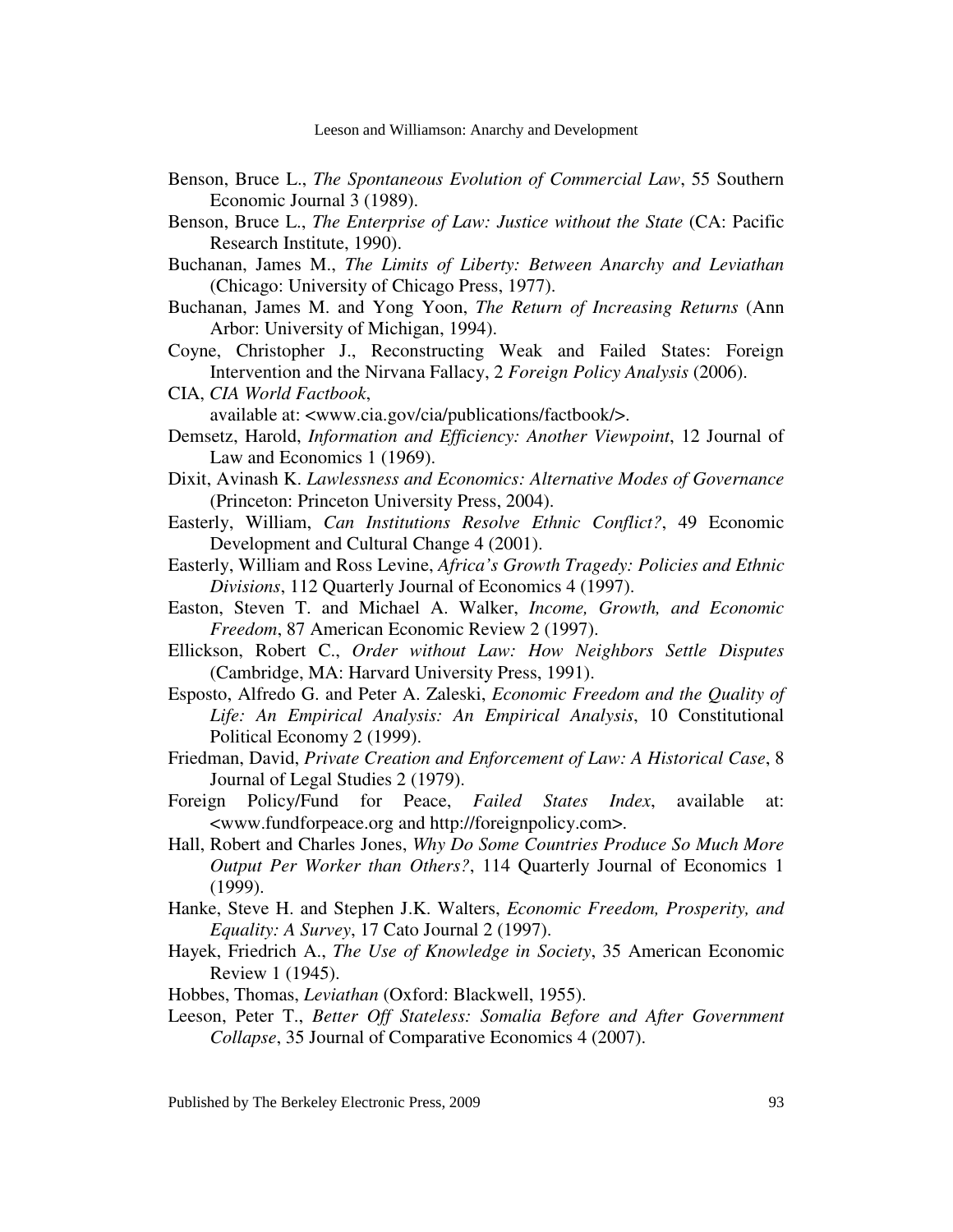Benson, Bruce L., *The Spontaneous Evolution of Commercial Law*, 55 Southern Economic Journal 3 (1989).

Benson, Bruce L., *The Enterprise of Law: Justice without the State* (CA: Pacific Research Institute, 1990).

Buchanan, James M., *The Limits of Liberty: Between Anarchy and Leviathan* (Chicago: University of Chicago Press, 1977).

Buchanan, James M. and Yong Yoon, *The Return of Increasing Returns* (Ann Arbor: University of Michigan, 1994).

Coyne, Christopher J., Reconstructing Weak and Failed States: Foreign Intervention and the Nirvana Fallacy, 2 *Foreign Policy Analysis* (2006).

CIA, *CIA World Factbook*, available at: <www.cia.gov/cia/publications/factbook/>.

Demsetz, Harold, *Information and Efficiency: Another Viewpoint*, 12 Journal of Law and Economics 1 (1969).

Dixit, Avinash K. *Lawlessness and Economics: Alternative Modes of Governance* (Princeton: Princeton University Press, 2004).

Easterly, William, *Can Institutions Resolve Ethnic Conflict?*, 49 Economic Development and Cultural Change 4 (2001).

Easterly, William and Ross Levine, *Africa's Growth Tragedy: Policies and Ethnic Divisions*, 112 Quarterly Journal of Economics 4 (1997).

Easton, Steven T. and Michael A. Walker, *Income, Growth, and Economic Freedom*, 87 American Economic Review 2 (1997).

Ellickson, Robert C., *Order without Law: How Neighbors Settle Disputes* (Cambridge, MA: Harvard University Press, 1991).

Esposto, Alfredo G. and Peter A. Zaleski, *Economic Freedom and the Quality of Life: An Empirical Analysis: An Empirical Analysis*, 10 Constitutional Political Economy 2 (1999).

Friedman, David, *Private Creation and Enforcement of Law: A Historical Case*, 8 Journal of Legal Studies 2 (1979).

Foreign Policy/Fund for Peace, *Failed States Index*, available at: <www.fundforpeace.org and http://foreignpolicy.com>.

Hall, Robert and Charles Jones, *Why Do Some Countries Produce So Much More Output Per Worker than Others?*, 114 Quarterly Journal of Economics 1 (1999).

Hanke, Steve H. and Stephen J.K. Walters, *Economic Freedom, Prosperity, and Equality: A Survey*, 17 Cato Journal 2 (1997).

Hayek, Friedrich A., *The Use of Knowledge in Society*, 35 American Economic Review 1 (1945).

Hobbes, Thomas, *Leviathan* (Oxford: Blackwell, 1955).

Leeson, Peter T., *Better Off Stateless: Somalia Before and After Government Collapse*, 35 Journal of Comparative Economics 4 (2007).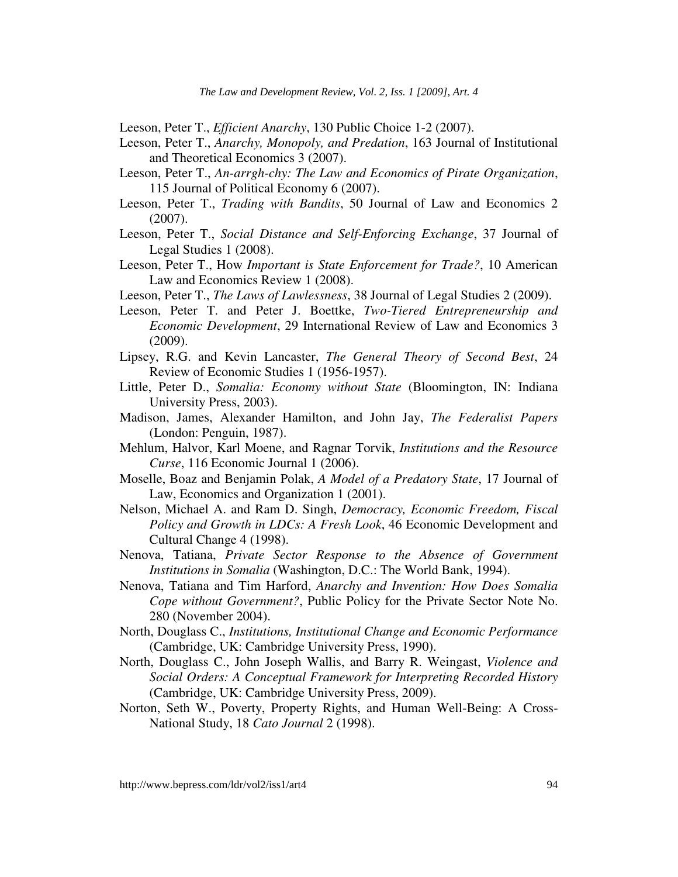Leeson, Peter T., *Efficient Anarchy*, 130 Public Choice 1-2 (2007).

Leeson, Peter T., *Anarchy, Monopoly, and Predation*, 163 Journal of Institutional and Theoretical Economics 3 (2007).

Leeson, Peter T., *An-arrgh-chy: The Law and Economics of Pirate Organization*, 115 Journal of Political Economy 6 (2007).

Leeson, Peter T., *Trading with Bandits*, 50 Journal of Law and Economics 2 (2007).

Leeson, Peter T., *Social Distance and Self-Enforcing Exchange*, 37 Journal of Legal Studies 1 (2008).

Leeson, Peter T., How *Important is State Enforcement for Trade?*, 10 American Law and Economics Review 1 (2008).

Leeson, Peter T., *The Laws of Lawlessness*, 38 Journal of Legal Studies 2 (2009).

Leeson, Peter T. and Peter J. Boettke, *Two-Tiered Entrepreneurship and Economic Development*, 29 International Review of Law and Economics 3 (2009).

Lipsey, R.G. and Kevin Lancaster, *The General Theory of Second Best*, 24 Review of Economic Studies 1 (1956-1957).

Little, Peter D., *Somalia: Economy without State* (Bloomington, IN: Indiana University Press, 2003).

Madison, James, Alexander Hamilton, and John Jay, *The Federalist Papers* (London: Penguin, 1987).

Mehlum, Halvor, Karl Moene, and Ragnar Torvik, *Institutions and the Resource Curse*, 116 Economic Journal 1 (2006).

Moselle, Boaz and Benjamin Polak, *A Model of a Predatory State*, 17 Journal of Law, Economics and Organization 1 (2001).

Nelson, Michael A. and Ram D. Singh, *Democracy, Economic Freedom, Fiscal Policy and Growth in LDCs: A Fresh Look*, 46 Economic Development and Cultural Change 4 (1998).

Nenova, Tatiana, *Private Sector Response to the Absence of Government Institutions in Somalia* (Washington, D.C.: The World Bank, 1994).

Nenova, Tatiana and Tim Harford, *Anarchy and Invention: How Does Somalia Cope without Government?*, Public Policy for the Private Sector Note No. 280 (November 2004).

North, Douglass C., *Institutions, Institutional Change and Economic Performance* (Cambridge, UK: Cambridge University Press, 1990).

North, Douglass C., John Joseph Wallis, and Barry R. Weingast, *Violence and Social Orders: A Conceptual Framework for Interpreting Recorded History* (Cambridge, UK: Cambridge University Press, 2009).

Norton, Seth W., Poverty, Property Rights, and Human Well-Being: A Cross-National Study, 18 *Cato Journal* 2 (1998).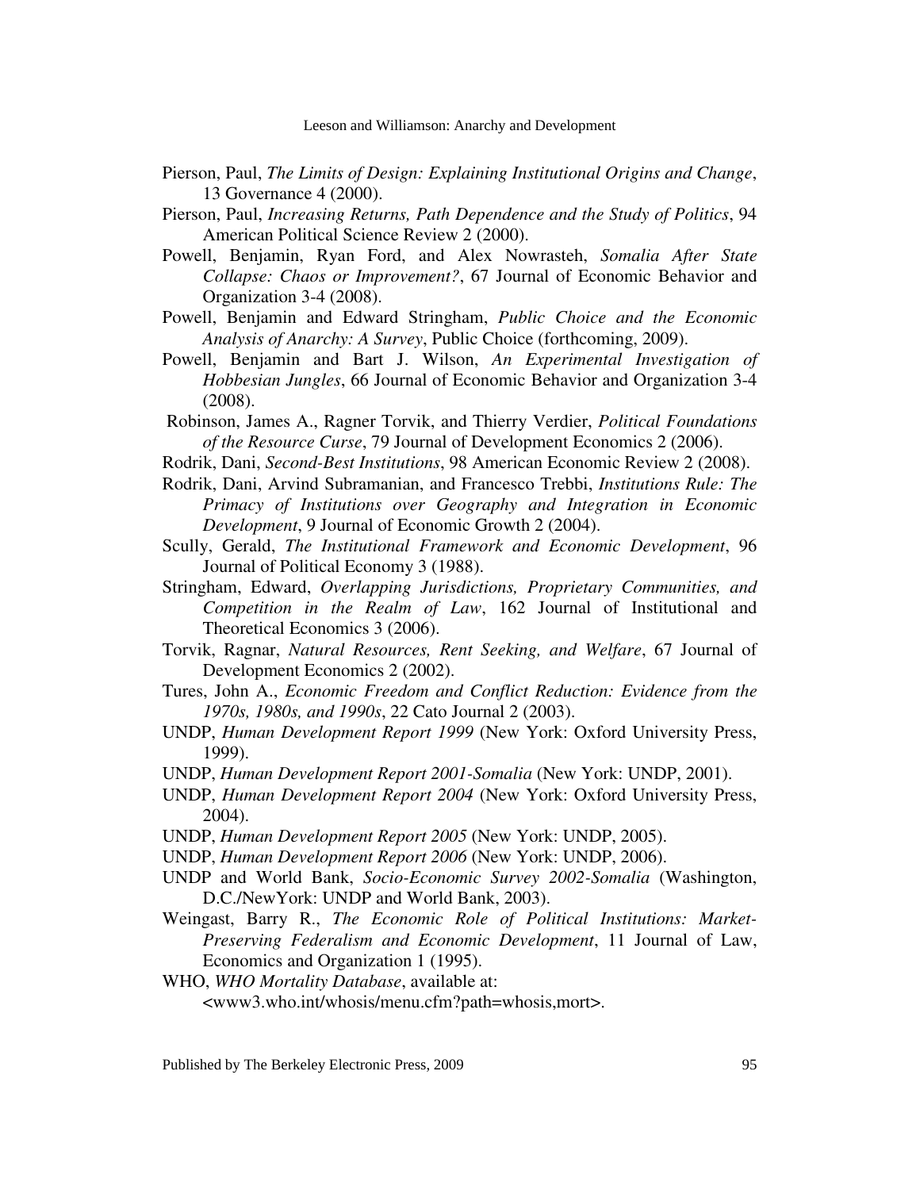Pierson, Paul, *The Limits of Design: Explaining Institutional Origins and Change*, 13 Governance 4 (2000).

Pierson, Paul, *Increasing Returns, Path Dependence and the Study of Politics*, 94 American Political Science Review 2 (2000).

Powell, Benjamin, Ryan Ford, and Alex Nowrasteh, *Somalia After State Collapse: Chaos or Improvement?*, 67 Journal of Economic Behavior and Organization 3-4 (2008).

Powell, Benjamin and Edward Stringham, *Public Choice and the Economic Analysis of Anarchy: A Survey*, Public Choice (forthcoming, 2009).

Powell, Benjamin and Bart J. Wilson, *An Experimental Investigation of Hobbesian Jungles*, 66 Journal of Economic Behavior and Organization 3-4 (2008).

Robinson, James A., Ragner Torvik, and Thierry Verdier, *Political Foundations of the Resource Curse*, 79 Journal of Development Economics 2 (2006).

Rodrik, Dani, *Second-Best Institutions*, 98 American Economic Review 2 (2008).

Rodrik, Dani, Arvind Subramanian, and Francesco Trebbi, *Institutions Rule: The Primacy of Institutions over Geography and Integration in Economic Development*, 9 Journal of Economic Growth 2 (2004).

Scully, Gerald, *The Institutional Framework and Economic Development*, 96 Journal of Political Economy 3 (1988).

Stringham, Edward, *Overlapping Jurisdictions, Proprietary Communities, and Competition in the Realm of Law*, 162 Journal of Institutional and Theoretical Economics 3 (2006).

Torvik, Ragnar, *Natural Resources, Rent Seeking, and Welfare*, 67 Journal of Development Economics 2 (2002).

Tures, John A., *Economic Freedom and Conflict Reduction: Evidence from the 1970s, 1980s, and 1990s*, 22 Cato Journal 2 (2003).

UNDP, *Human Development Report 1999* (New York: Oxford University Press, 1999).

UNDP, *Human Development Report 2001-Somalia* (New York: UNDP, 2001).

UNDP, *Human Development Report 2004* (New York: Oxford University Press, 2004).

UNDP, *Human Development Report 2005* (New York: UNDP, 2005).

UNDP, *Human Development Report 2006* (New York: UNDP, 2006).

UNDP and World Bank, *Socio-Economic Survey 2002-Somalia* (Washington, D.C./NewYork: UNDP and World Bank, 2003).

Weingast, Barry R., *The Economic Role of Political Institutions: Market-Preserving Federalism and Economic Development*, 11 Journal of Law, Economics and Organization 1 (1995).

WHO, *WHO Mortality Database*, available at: <www3.who.int/whosis/menu.cfm?path=whosis,mort>.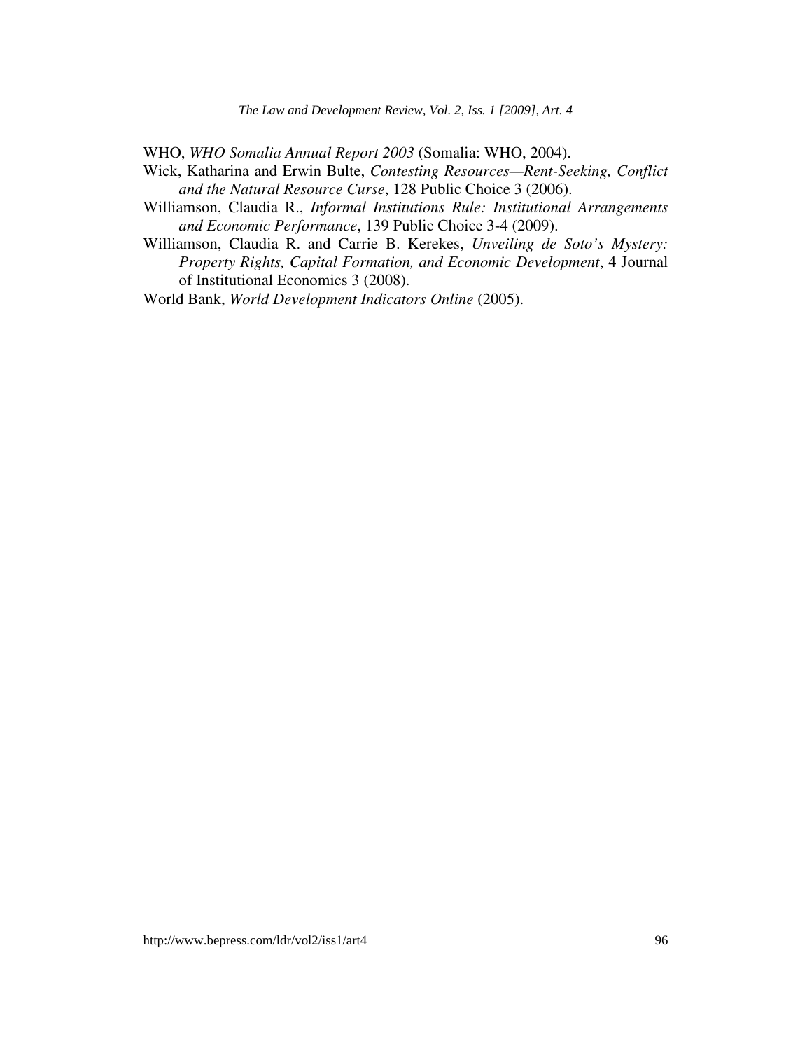WHO, *WHO Somalia Annual Report 2003* (Somalia: WHO, 2004).

Wick, Katharina and Erwin Bulte, *Contesting Resources—Rent-Seeking, Conflict and the Natural Resource Curse*, 128 Public Choice 3 (2006).

Williamson, Claudia R., *Informal Institutions Rule: Institutional Arrangements and Economic Performance*, 139 Public Choice 3-4 (2009).

Williamson, Claudia R. and Carrie B. Kerekes, *Unveiling de Soto's Mystery: Property Rights, Capital Formation, and Economic Development*, 4 Journal of Institutional Economics 3 (2008).

World Bank, *World Development Indicators Online* (2005).